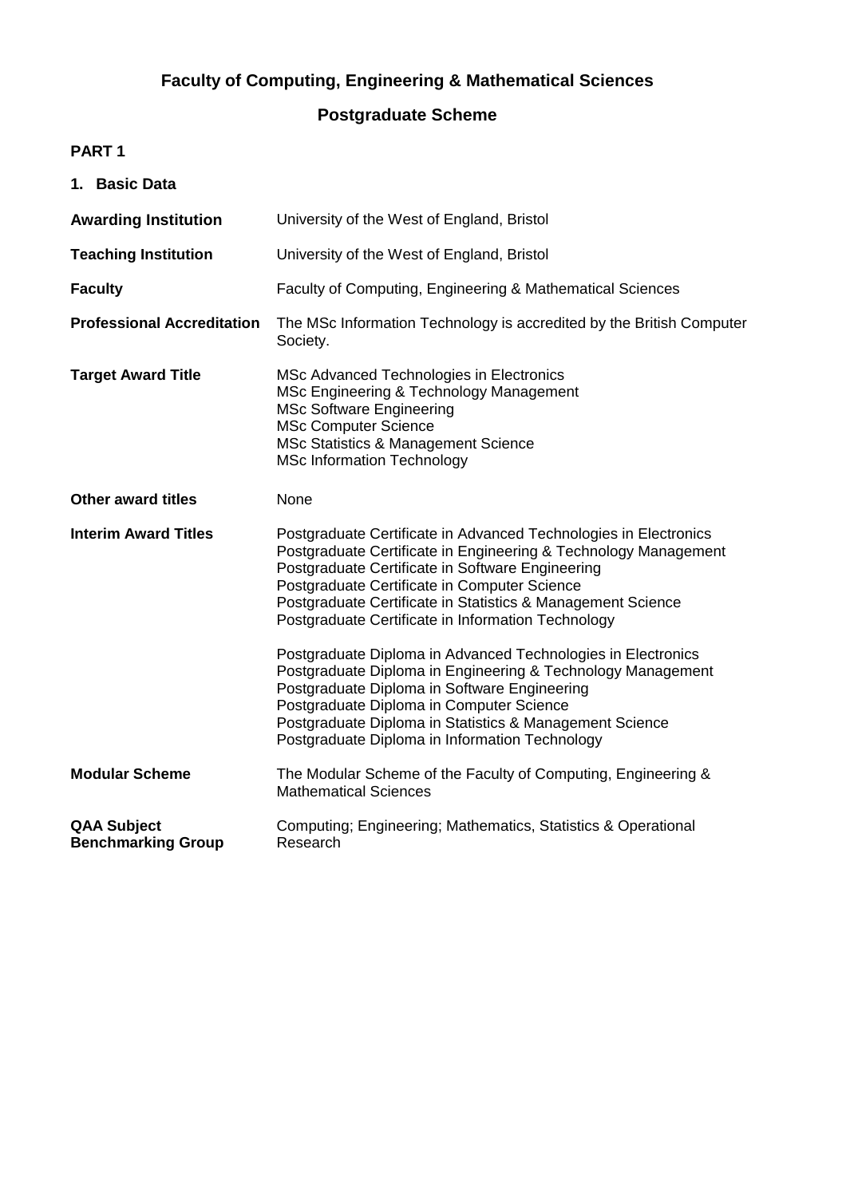# Faculty of Computing, Engineering & Mathematical Sciences

## Postgraduate Scheme

**PART 1**

**1. Basic Data**

| | |
|---|---|
| **Awarding Institution** | University of the West of England, Bristol |
| **Teaching Institution** | University of the West of England, Bristol |
| **Faculty** | Faculty of Computing, Engineering & Mathematical Sciences |
| **Professional Accreditation** | The MSc Information Technology is accredited by the British Computer Society. |
| **Target Award Title** | MSc Advanced Technologies in Electronics<br>MSc Engineering & Technology Management<br>MSc Software Engineering<br>MSc Computer Science<br>MSc Statistics & Management Science<br>MSc Information Technology |
| **Other award titles** | None |
| **Interim Award Titles** | Postgraduate Certificate in Advanced Technologies in Electronics<br>Postgraduate Certificate in Engineering & Technology Management<br>Postgraduate Certificate in Software Engineering<br>Postgraduate Certificate in Computer Science<br>Postgraduate Certificate in Statistics & Management Science<br>Postgraduate Certificate in Information Technology<br><br>Postgraduate Diploma in Advanced Technologies in Electronics<br>Postgraduate Diploma in Engineering & Technology Management<br>Postgraduate Diploma in Software Engineering<br>Postgraduate Diploma in Computer Science<br>Postgraduate Diploma in Statistics & Management Science<br>Postgraduate Diploma in Information Technology |
| **Modular Scheme** | The Modular Scheme of the Faculty of Computing, Engineering & Mathematical Sciences |
| **QAA Subject Benchmarking Group** | Computing; Engineering; Mathematics, Statistics & Operational Research |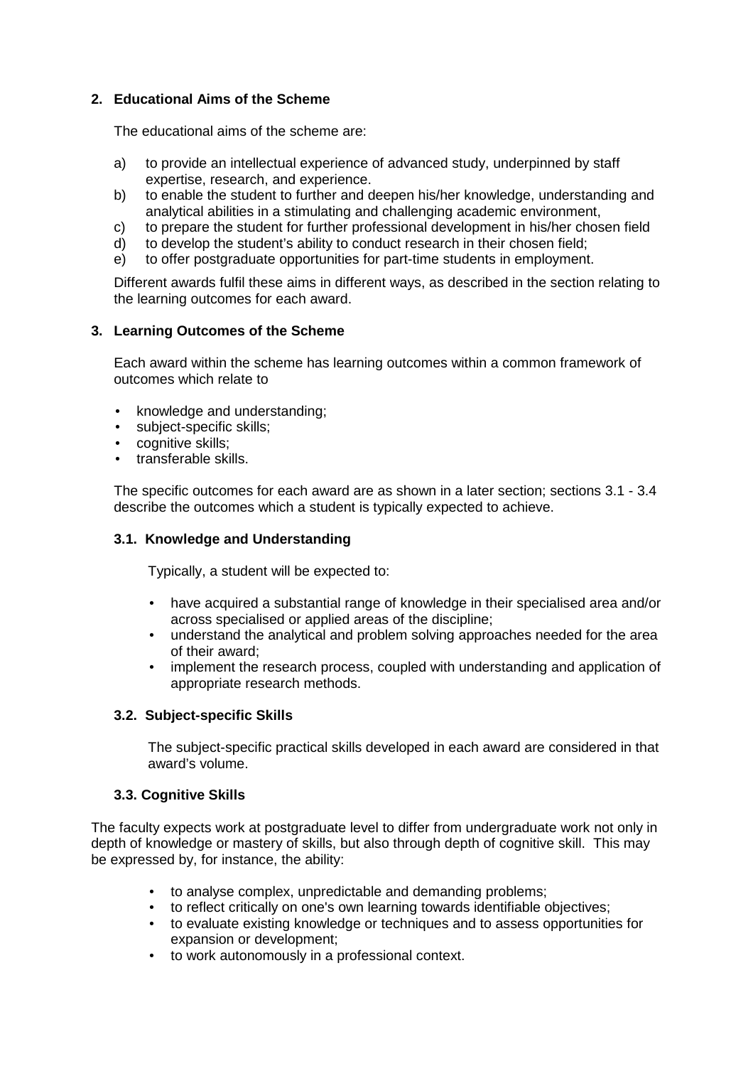## 2. Educational Aims of the Scheme

The educational aims of the scheme are:

a) to provide an intellectual experience of advanced study, underpinned by staff expertise, research, and experience.
b) to enable the student to further and deepen his/her knowledge, understanding and analytical abilities in a stimulating and challenging academic environment,
c) to prepare the student for further professional development in his/her chosen field
d) to develop the student's ability to conduct research in their chosen field;
e) to offer postgraduate opportunities for part-time students in employment.

Different awards fulfil these aims in different ways, as described in the section relating to the learning outcomes for each award.

## 3. Learning Outcomes of the Scheme

Each award within the scheme has learning outcomes within a common framework of outcomes which relate to

- knowledge and understanding;
- subject-specific skills;
- cognitive skills;
- transferable skills.

The specific outcomes for each award are as shown in a later section; sections 3.1 - 3.4 describe the outcomes which a student is typically expected to achieve.

### 3.1. Knowledge and Understanding

Typically, a student will be expected to:

- have acquired a substantial range of knowledge in their specialised area and/or across specialised or applied areas of the discipline;
- understand the analytical and problem solving approaches needed for the area of their award;
- implement the research process, coupled with understanding and application of appropriate research methods.

### 3.2. Subject-specific Skills

The subject-specific practical skills developed in each award are considered in that award's volume.

### 3.3. Cognitive Skills

The faculty expects work at postgraduate level to differ from undergraduate work not only in depth of knowledge or mastery of skills, but also through depth of cognitive skill. This may be expressed by, for instance, the ability:

- to analyse complex, unpredictable and demanding problems;
- to reflect critically on one's own learning towards identifiable objectives;
- to evaluate existing knowledge or techniques and to assess opportunities for expansion or development;
- to work autonomously in a professional context.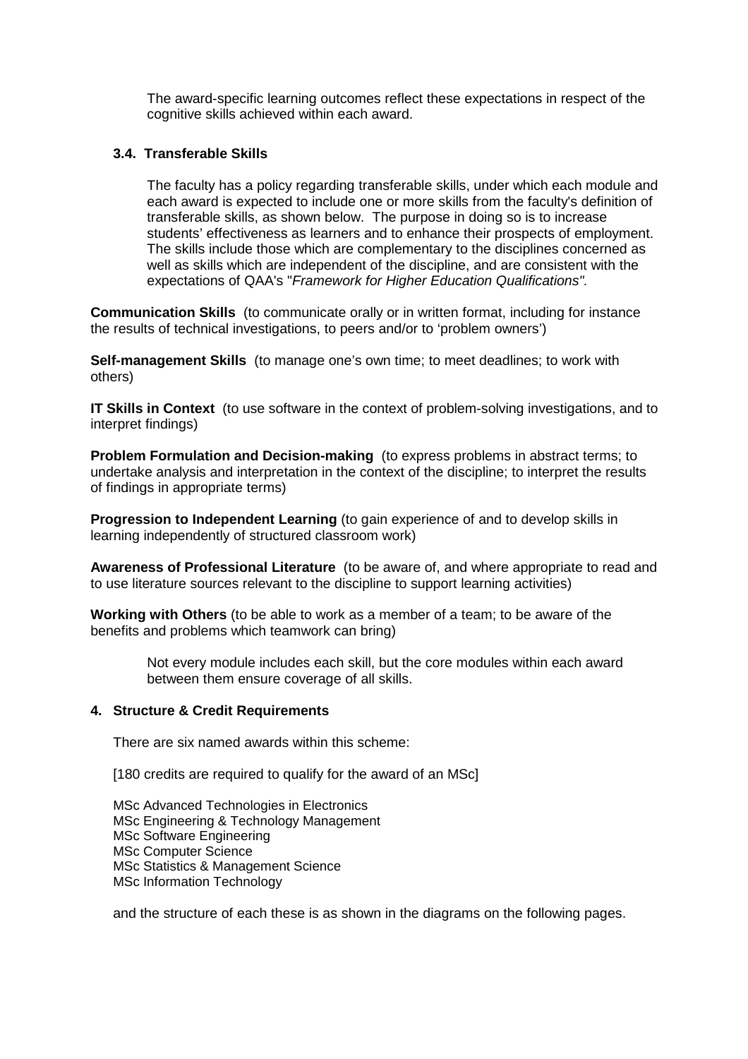The award-specific learning outcomes reflect these expectations in respect of the cognitive skills achieved within each award.

### 3.4. Transferable Skills

The faculty has a policy regarding transferable skills, under which each module and each award is expected to include one or more skills from the faculty's definition of transferable skills, as shown below. The purpose in doing so is to increase students' effectiveness as learners and to enhance their prospects of employment. The skills include those which are complementary to the disciplines concerned as well as skills which are independent of the discipline, and are consistent with the expectations of QAA's "*Framework for Higher Education Qualifications".*

**Communication Skills** (to communicate orally or in written format, including for instance the results of technical investigations, to peers and/or to 'problem owners')

**Self-management Skills** (to manage one's own time; to meet deadlines; to work with others)

**IT Skills in Context** (to use software in the context of problem-solving investigations, and to interpret findings)

**Problem Formulation and Decision-making** (to express problems in abstract terms; to undertake analysis and interpretation in the context of the discipline; to interpret the results of findings in appropriate terms)

**Progression to Independent Learning** (to gain experience of and to develop skills in learning independently of structured classroom work)

**Awareness of Professional Literature** (to be aware of, and where appropriate to read and to use literature sources relevant to the discipline to support learning activities)

**Working with Others** (to be able to work as a member of a team; to be aware of the benefits and problems which teamwork can bring)

Not every module includes each skill, but the core modules within each award between them ensure coverage of all skills.

## 4. Structure & Credit Requirements

There are six named awards within this scheme:

[180 credits are required to qualify for the award of an MSc]

MSc Advanced Technologies in Electronics
MSc Engineering & Technology Management
MSc Software Engineering
MSc Computer Science
MSc Statistics & Management Science
MSc Information Technology

and the structure of each these is as shown in the diagrams on the following pages.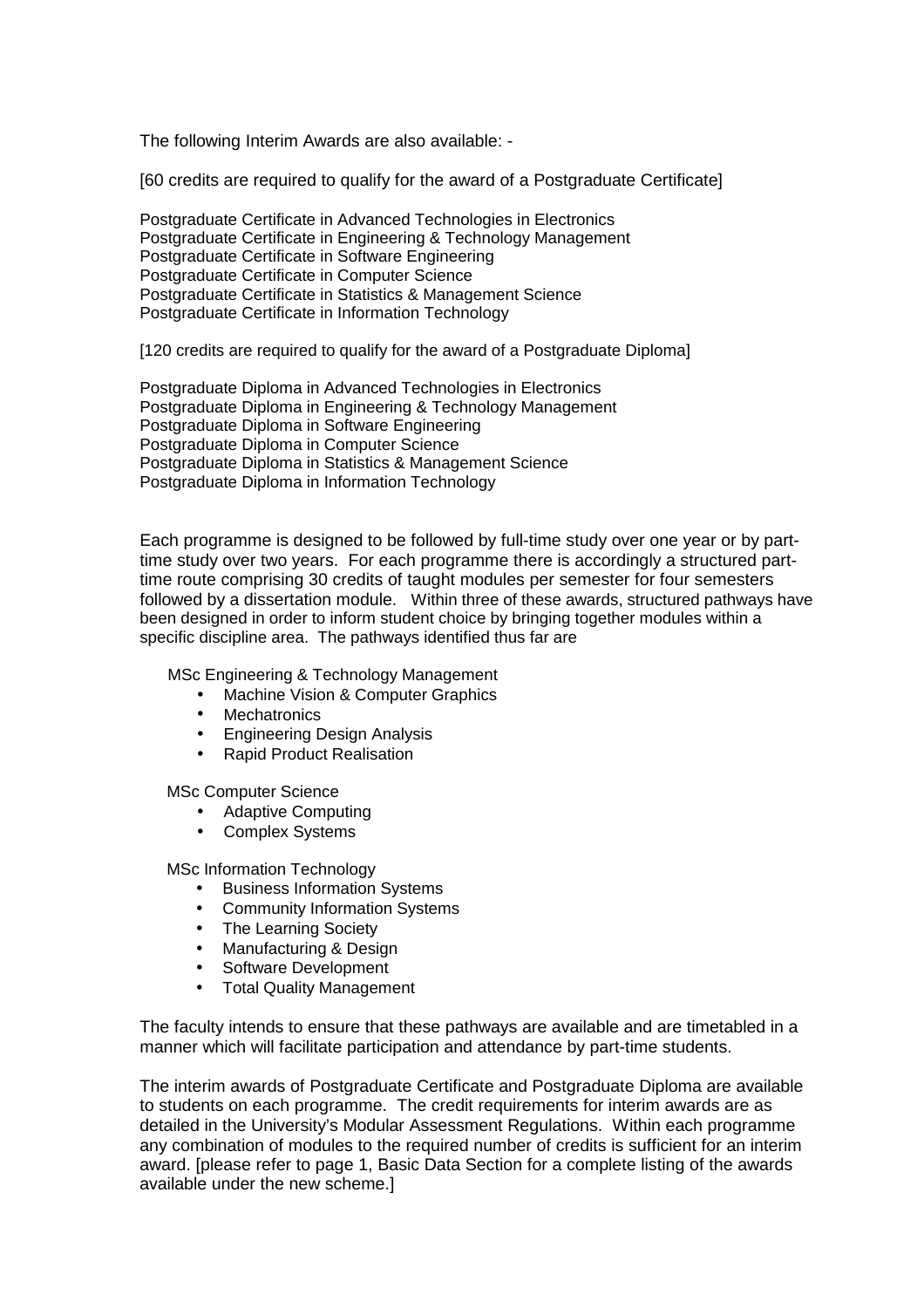The following Interim Awards are also available: -

[60 credits are required to qualify for the award of a Postgraduate Certificate]

Postgraduate Certificate in Advanced Technologies in Electronics
Postgraduate Certificate in Engineering & Technology Management
Postgraduate Certificate in Software Engineering
Postgraduate Certificate in Computer Science
Postgraduate Certificate in Statistics & Management Science
Postgraduate Certificate in Information Technology

[120 credits are required to qualify for the award of a Postgraduate Diploma]

Postgraduate Diploma in Advanced Technologies in Electronics
Postgraduate Diploma in Engineering & Technology Management
Postgraduate Diploma in Software Engineering
Postgraduate Diploma in Computer Science
Postgraduate Diploma in Statistics & Management Science
Postgraduate Diploma in Information Technology

Each programme is designed to be followed by full-time study over one year or by part-time study over two years. For each programme there is accordingly a structured part-time route comprising 30 credits of taught modules per semester for four semesters followed by a dissertation module. Within three of these awards, structured pathways have been designed in order to inform student choice by bringing together modules within a specific discipline area. The pathways identified thus far are

MSc Engineering & Technology Management

- Machine Vision & Computer Graphics
- Mechatronics
- Engineering Design Analysis
- Rapid Product Realisation

MSc Computer Science

- Adaptive Computing
- Complex Systems

MSc Information Technology

- Business Information Systems
- Community Information Systems
- The Learning Society
- Manufacturing & Design
- Software Development
- Total Quality Management

The faculty intends to ensure that these pathways are available and are timetabled in a manner which will facilitate participation and attendance by part-time students.

The interim awards of Postgraduate Certificate and Postgraduate Diploma are available to students on each programme. The credit requirements for interim awards are as detailed in the University's Modular Assessment Regulations. Within each programme any combination of modules to the required number of credits is sufficient for an interim award. [please refer to page 1, Basic Data Section for a complete listing of the awards available under the new scheme.]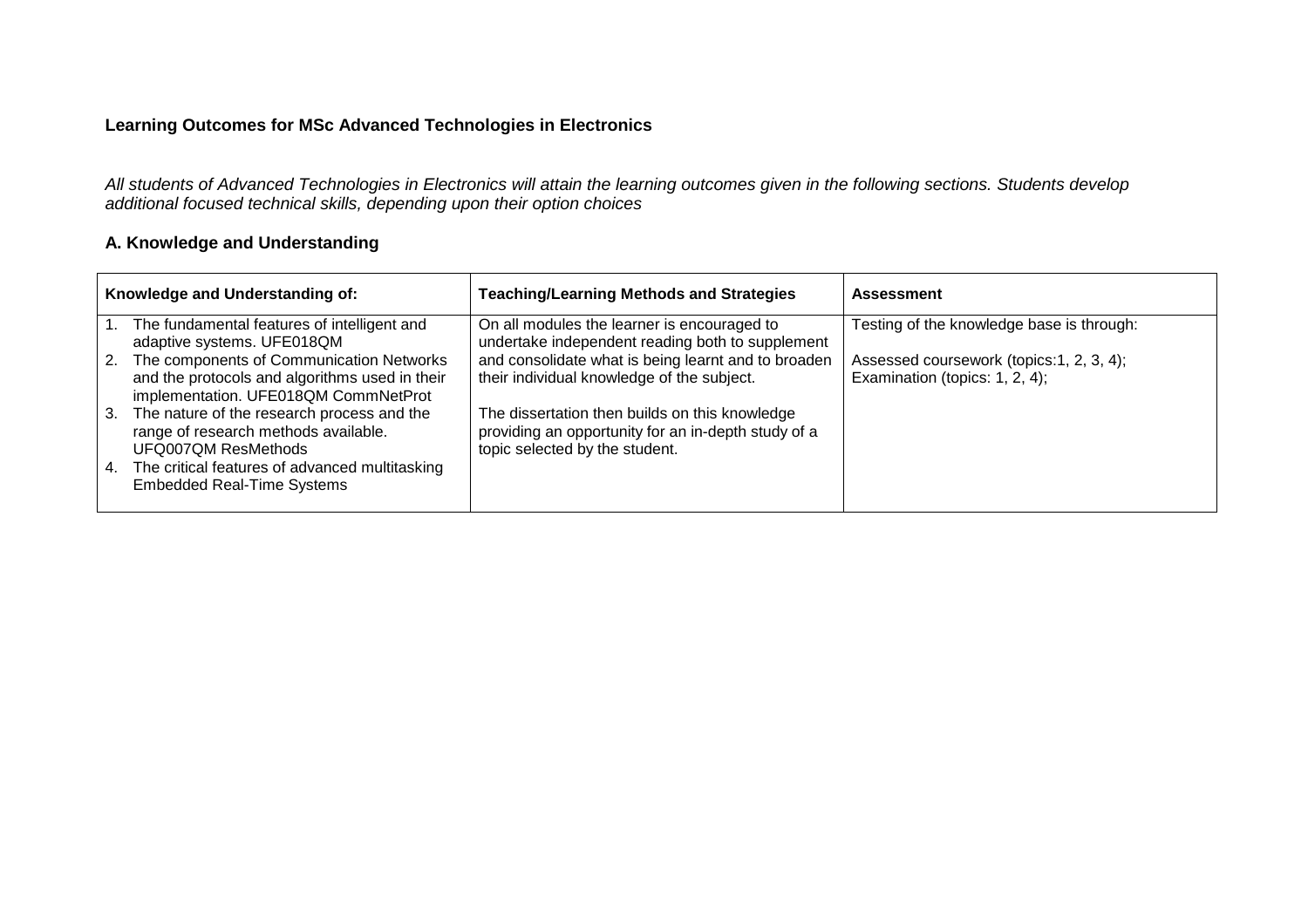**Learning Outcomes for MSc Advanced Technologies in Electronics**

*All students of Advanced Technologies in Electronics will attain the learning outcomes given in the following sections. Students develop additional focused technical skills, depending upon their option choices*

### A. Knowledge and Understanding

| Knowledge and Understanding of: | Teaching/Learning Methods and Strategies | Assessment |
|---|---|---|
| 1. The fundamental features of intelligent and adaptive systems. UFE018QM<br>2. The components of Communication Networks and the protocols and algorithms used in their implementation. UFE018QM CommNetProt<br>3. The nature of the research process and the range of research methods available. UFQ007QM ResMethods<br>4. The critical features of advanced multitasking Embedded Real-Time Systems | On all modules the learner is encouraged to undertake independent reading both to supplement and consolidate what is being learnt and to broaden their individual knowledge of the subject.<br><br>The dissertation then builds on this knowledge providing an opportunity for an in-depth study of a topic selected by the student. | Testing of the knowledge base is through:<br><br>Assessed coursework (topics:1, 2, 3, 4);<br>Examination (topics: 1, 2, 4); |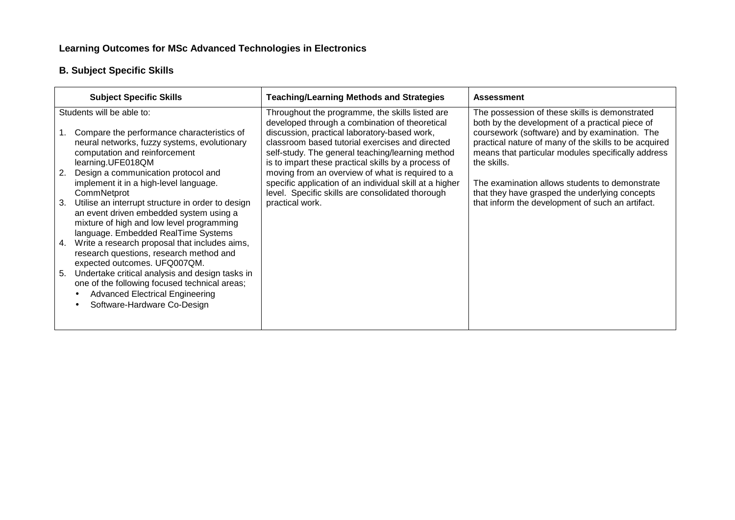**Learning Outcomes for MSc Advanced Technologies in Electronics**

**B. Subject Specific Skills**

| Subject Specific Skills | Teaching/Learning Methods and Strategies | Assessment |
|---|---|---|
| Students will be able to:<br><br>1. Compare the performance characteristics of neural networks, fuzzy systems, evolutionary computation and reinforcement learning.UFE018QM<br>2. Design a communication protocol and implement it in a high-level language. CommNetprot<br>3. Utilise an interrupt structure in order to design an event driven embedded system using a mixture of high and low level programming language. Embedded RealTime Systems<br>4. Write a research proposal that includes aims, research questions, research method and expected outcomes. UFQ007QM.<br>5. Undertake critical analysis and design tasks in one of the following focused technical areas;<br>• Advanced Electrical Engineering<br>• Software-Hardware Co-Design | Throughout the programme, the skills listed are developed through a combination of theoretical discussion, practical laboratory-based work, classroom based tutorial exercises and directed self-study. The general teaching/learning method is to impart these practical skills by a process of moving from an overview of what is required to a specific application of an individual skill at a higher level. Specific skills are consolidated thorough practical work. | The possession of these skills is demonstrated both by the development of a practical piece of coursework (software) and by examination. The practical nature of many of the skills to be acquired means that particular modules specifically address the skills.<br><br>The examination allows students to demonstrate that they have grasped the underlying concepts that inform the development of such an artifact. |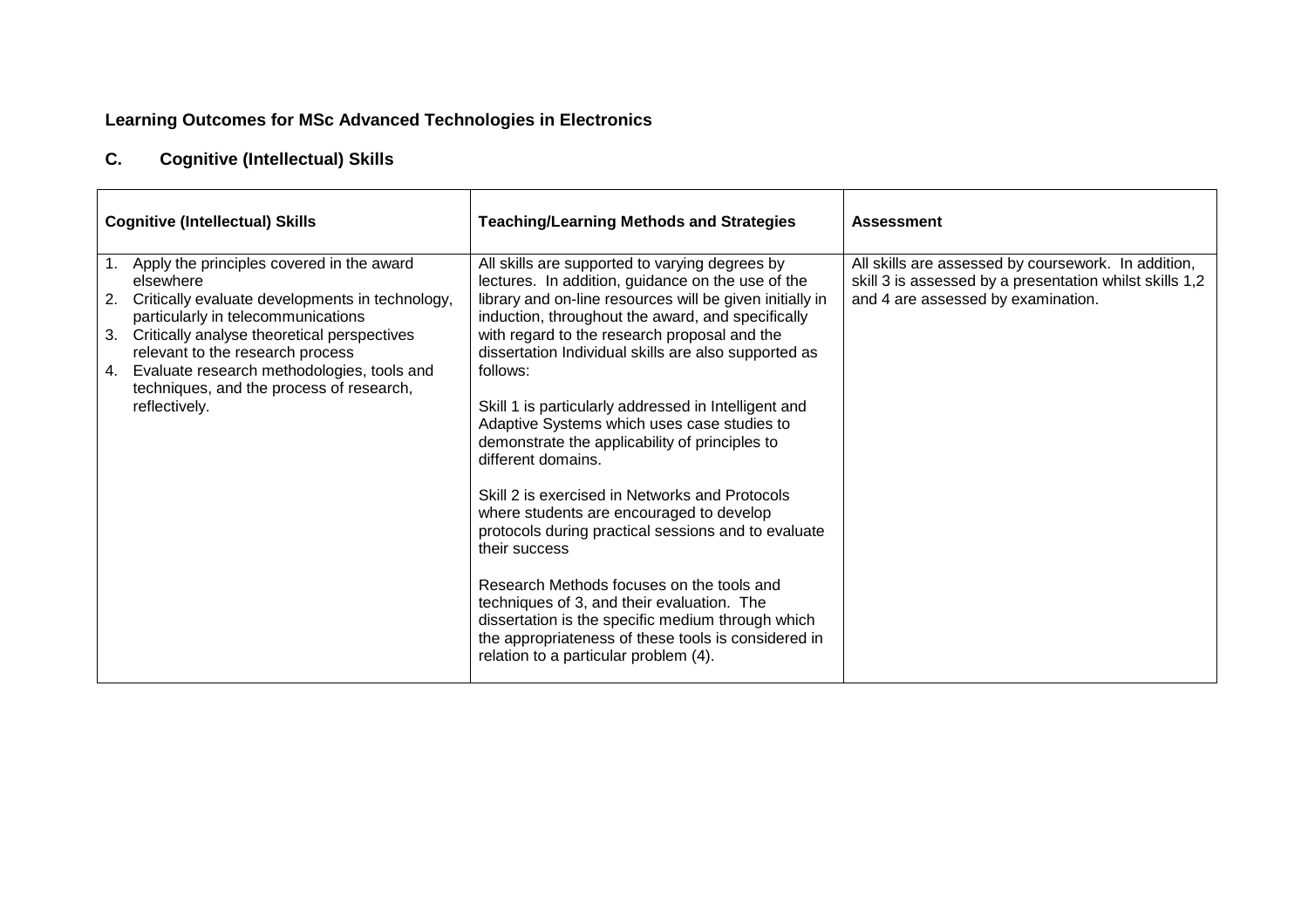**Learning Outcomes for MSc Advanced Technologies in Electronics**

**C. Cognitive (Intellectual) Skills**

| Cognitive (Intellectual) Skills | Teaching/Learning Methods and Strategies | Assessment |
|---|---|---|
| 1. Apply the principles covered in the award elsewhere<br>2. Critically evaluate developments in technology, particularly in telecommunications<br>3. Critically analyse theoretical perspectives relevant to the research process<br>4. Evaluate research methodologies, tools and techniques, and the process of research, reflectively. | All skills are supported to varying degrees by lectures. In addition, guidance on the use of the library and on-line resources will be given initially in induction, throughout the award, and specifically with regard to the research proposal and the dissertation Individual skills are also supported as follows:<br><br>Skill 1 is particularly addressed in Intelligent and Adaptive Systems which uses case studies to demonstrate the applicability of principles to different domains.<br><br>Skill 2 is exercised in Networks and Protocols where students are encouraged to develop protocols during practical sessions and to evaluate their success<br><br>Research Methods focuses on the tools and techniques of 3, and their evaluation. The dissertation is the specific medium through which the appropriateness of these tools is considered in relation to a particular problem (4). | All skills are assessed by coursework. In addition, skill 3 is assessed by a presentation whilst skills 1,2 and 4 are assessed by examination. |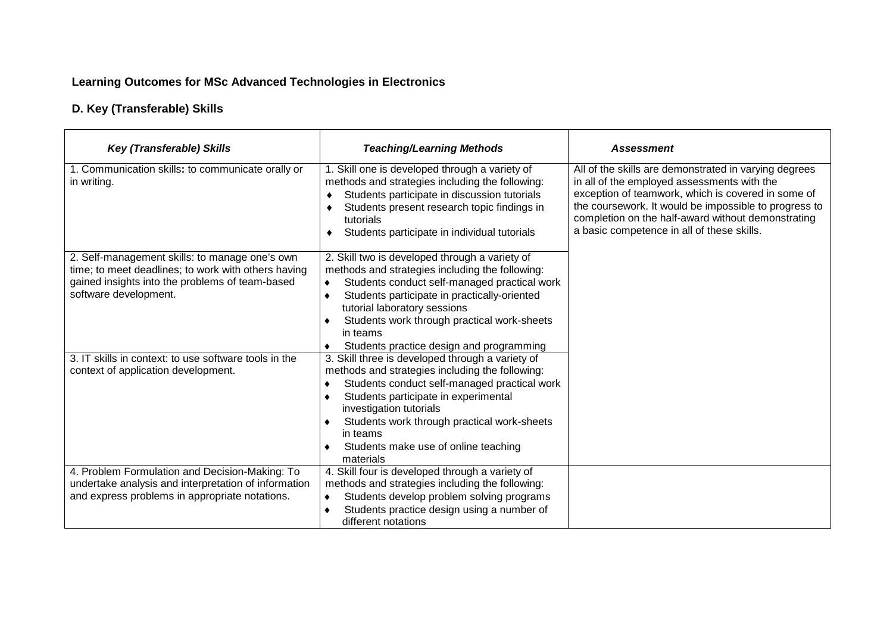### Learning Outcomes for MSc Advanced Technologies in Electronics

### D. Key (Transferable) Skills

| *Key (Transferable) Skills* | *Teaching/Learning Methods* | *Assessment* |
|---|---|---|
| 1. Communication skills**:** to communicate orally or in writing. | 1. Skill one is developed through a variety of methods and strategies including the following: ♦ Students participate in discussion tutorials ♦ Students present research topic findings in tutorials ♦ Students participate in individual tutorials | All of the skills are demonstrated in varying degrees in all of the employed assessments with the exception of teamwork, which is covered in some of the coursework. It would be impossible to progress to completion on the half-award without demonstrating a basic competence in all of these skills. |
| 2. Self-management skills: to manage one's own time; to meet deadlines; to work with others having gained insights into the problems of team-based software development. | 2. Skill two is developed through a variety of methods and strategies including the following: ♦ Students conduct self-managed practical work ♦ Students participate in practically-oriented tutorial laboratory sessions ♦ Students work through practical work-sheets in teams ♦ Students practice design and programming | |
| 3. IT skills in context: to use software tools in the context of application development. | 3. Skill three is developed through a variety of methods and strategies including the following: ♦ Students conduct self-managed practical work ♦ Students participate in experimental investigation tutorials ♦ Students work through practical work-sheets in teams ♦ Students make use of online teaching materials | |
| 4. Problem Formulation and Decision-Making: To undertake analysis and interpretation of information and express problems in appropriate notations. | 4. Skill four is developed through a variety of methods and strategies including the following: ♦ Students develop problem solving programs ♦ Students practice design using a number of different notations | |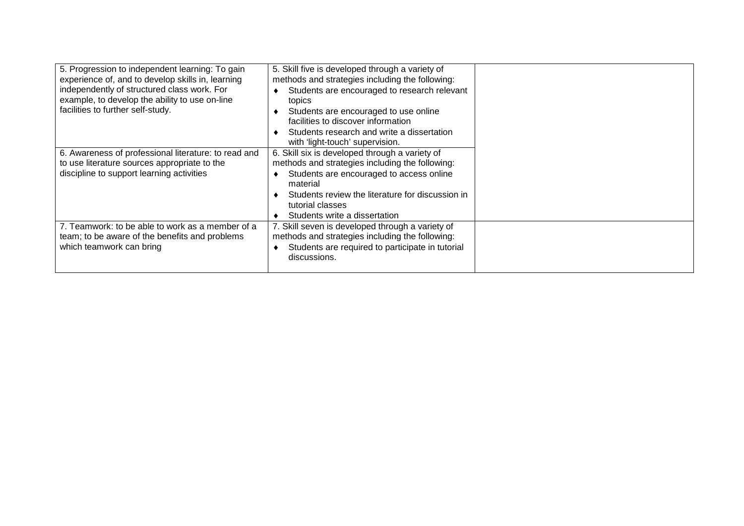| | | |
|---|---|---|
| 5. Progression to independent learning: To gain experience of, and to develop skills in, learning independently of structured class work. For example, to develop the ability to use on-line facilities to further self-study. | 5. Skill five is developed through a variety of methods and strategies including the following:<br>♦ Students are encouraged to research relevant topics<br>♦ Students are encouraged to use online facilities to discover information<br>♦ Students research and write a dissertation with 'light-touch' supervision. | |
| 6. Awareness of professional literature: to read and to use literature sources appropriate to the discipline to support learning activities | 6. Skill six is developed through a variety of methods and strategies including the following:<br>♦ Students are encouraged to access online material<br>♦ Students review the literature for discussion in tutorial classes<br>♦ Students write a dissertation | |
| 7. Teamwork: to be able to work as a member of a team; to be aware of the benefits and problems which teamwork can bring | 7. Skill seven is developed through a variety of methods and strategies including the following:<br>♦ Students are required to participate in tutorial discussions. | |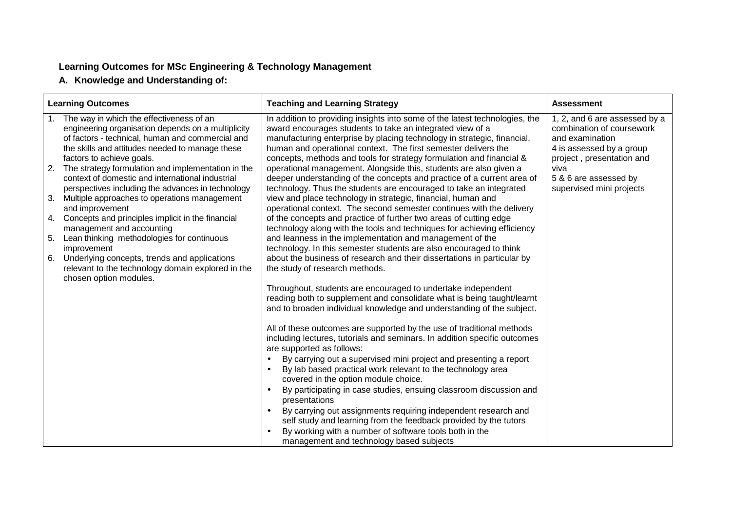**Learning Outcomes for MSc Engineering & Technology Management**

**A. Knowledge and Understanding of:**

| Learning Outcomes | Teaching and Learning Strategy | Assessment |
|---|---|---|
| 1. The way in which the effectiveness of an engineering organisation depends on a multiplicity of factors - technical, human and commercial and the skills and attitudes needed to manage these factors to achieve goals.<br>2. The strategy formulation and implementation in the context of domestic and international industrial perspectives including the advances in technology<br>3. Multiple approaches to operations management and improvement<br>4. Concepts and principles implicit in the financial management and accounting<br>5. Lean thinking methodologies for continuous improvement<br>6. Underlying concepts, trends and applications relevant to the technology domain explored in the chosen option modules. | In addition to providing insights into some of the latest technologies, the award encourages students to take an integrated view of a manufacturing enterprise by placing technology in strategic, financial, human and operational context. The first semester delivers the concepts, methods and tools for strategy formulation and financial & operational management. Alongside this, students are also given a deeper understanding of the concepts and practice of a current area of technology. Thus the students are encouraged to take an integrated view and place technology in strategic, financial, human and operational context. The second semester continues with the delivery of the concepts and practice of further two areas of cutting edge technology along with the tools and techniques for achieving efficiency and leanness in the implementation and management of the technology. In this semester students are also encouraged to think about the business of research and their dissertations in particular by the study of research methods.<br><br>Throughout, students are encouraged to undertake independent reading both to supplement and consolidate what is being taught/learnt and to broaden individual knowledge and understanding of the subject.<br><br>All of these outcomes are supported by the use of traditional methods including lectures, tutorials and seminars. In addition specific outcomes are supported as follows:<br>• By carrying out a supervised mini project and presenting a report<br>• By lab based practical work relevant to the technology area covered in the option module choice.<br>• By participating in case studies, ensuing classroom discussion and presentations<br>• By carrying out assignments requiring independent research and self study and learning from the feedback provided by the tutors<br>• By working with a number of software tools both in the management and technology based subjects | 1, 2, and 6 are assessed by a combination of coursework and examination<br>4 is assessed by a group project , presentation and viva<br>5 & 6 are assessed by supervised mini projects |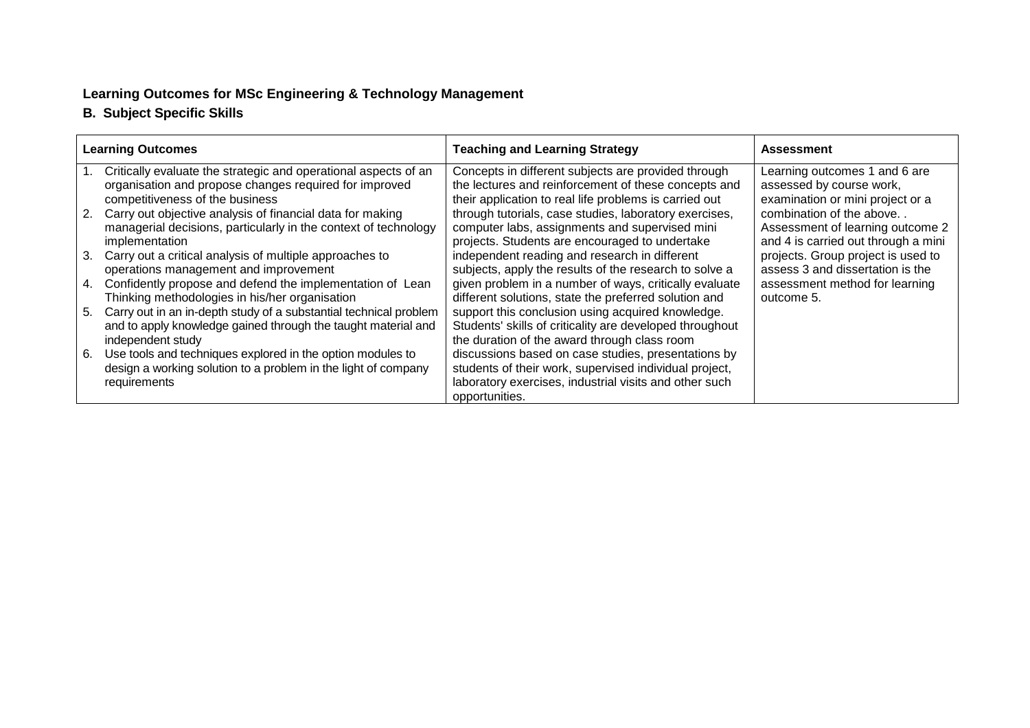**Learning Outcomes for MSc Engineering & Technology Management**

**B. Subject Specific Skills**

| Learning Outcomes | Teaching and Learning Strategy | Assessment |
|---|---|---|
| 1. Critically evaluate the strategic and operational aspects of an organisation and propose changes required for improved competitiveness of the business<br>2. Carry out objective analysis of financial data for making managerial decisions, particularly in the context of technology implementation<br>3. Carry out a critical analysis of multiple approaches to operations management and improvement<br>4. Confidently propose and defend the implementation of Lean Thinking methodologies in his/her organisation<br>5. Carry out in an in-depth study of a substantial technical problem and to apply knowledge gained through the taught material and independent study<br>6. Use tools and techniques explored in the option modules to design a working solution to a problem in the light of company requirements | Concepts in different subjects are provided through the lectures and reinforcement of these concepts and their application to real life problems is carried out through tutorials, case studies, laboratory exercises, computer labs, assignments and supervised mini projects. Students are encouraged to undertake independent reading and research in different subjects, apply the results of the research to solve a given problem in a number of ways, critically evaluate different solutions, state the preferred solution and support this conclusion using acquired knowledge. Students' skills of criticality are developed throughout the duration of the award through class room discussions based on case studies, presentations by students of their work, supervised individual project, laboratory exercises, industrial visits and other such opportunities. | Learning outcomes 1 and 6 are assessed by course work, examination or mini project or a combination of the above. . Assessment of learning outcome 2 and 4 is carried out through a mini projects. Group project is used to assess 3 and dissertation is the assessment method for learning outcome 5. |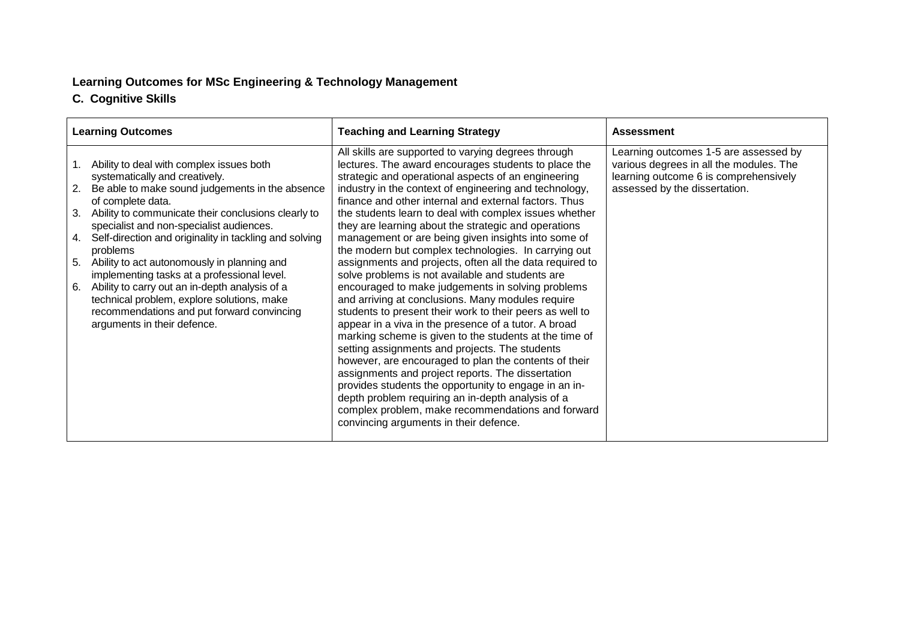**Learning Outcomes for MSc Engineering & Technology Management**

**C. Cognitive Skills**

| Learning Outcomes | Teaching and Learning Strategy | Assessment |
| --- | --- | --- |
| 1. Ability to deal with complex issues both systematically and creatively.<br>2. Be able to make sound judgements in the absence of complete data.<br>3. Ability to communicate their conclusions clearly to specialist and non-specialist audiences.<br>4. Self-direction and originality in tackling and solving problems<br>5. Ability to act autonomously in planning and implementing tasks at a professional level.<br>6. Ability to carry out an in-depth analysis of a technical problem, explore solutions, make recommendations and put forward convincing arguments in their defence. | All skills are supported to varying degrees through lectures. The award encourages students to place the strategic and operational aspects of an engineering industry in the context of engineering and technology, finance and other internal and external factors. Thus the students learn to deal with complex issues whether they are learning about the strategic and operations management or are being given insights into some of the modern but complex technologies. In carrying out assignments and projects, often all the data required to solve problems is not available and students are encouraged to make judgements in solving problems and arriving at conclusions. Many modules require students to present their work to their peers as well to appear in a viva in the presence of a tutor. A broad marking scheme is given to the students at the time of setting assignments and projects. The students however, are encouraged to plan the contents of their assignments and project reports. The dissertation provides students the opportunity to engage in an in-depth problem requiring an in-depth analysis of a complex problem, make recommendations and forward convincing arguments in their defence. | Learning outcomes 1-5 are assessed by various degrees in all the modules. The learning outcome 6 is comprehensively assessed by the dissertation. |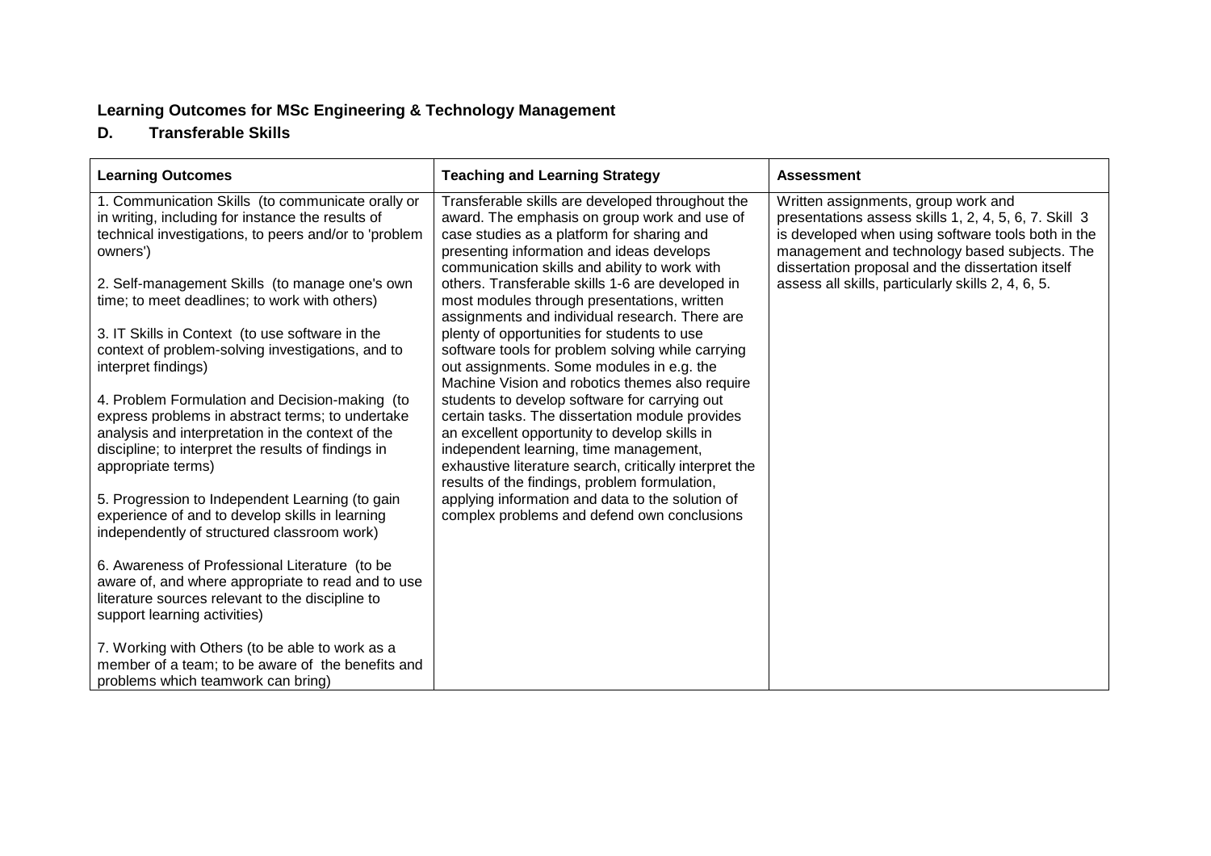**Learning Outcomes for MSc Engineering & Technology Management**

**D. Transferable Skills**

| Learning Outcomes | Teaching and Learning Strategy | Assessment |
| --- | --- | --- |
| 1. Communication Skills (to communicate orally or in writing, including for instance the results of technical investigations, to peers and/or to 'problem owners')<br><br>2. Self-management Skills (to manage one's own time; to meet deadlines; to work with others)<br><br>3. IT Skills in Context (to use software in the context of problem-solving investigations, and to interpret findings)<br><br>4. Problem Formulation and Decision-making (to express problems in abstract terms; to undertake analysis and interpretation in the context of the discipline; to interpret the results of findings in appropriate terms)<br><br>5. Progression to Independent Learning (to gain experience of and to develop skills in learning independently of structured classroom work)<br><br>6. Awareness of Professional Literature (to be aware of, and where appropriate to read and to use literature sources relevant to the discipline to support learning activities)<br><br>7. Working with Others (to be able to work as a member of a team; to be aware of the benefits and problems which teamwork can bring) | Transferable skills are developed throughout the award. The emphasis on group work and use of case studies as a platform for sharing and presenting information and ideas develops communication skills and ability to work with others. Transferable skills 1-6 are developed in most modules through presentations, written assignments and individual research. There are plenty of opportunities for students to use software tools for problem solving while carrying out assignments. Some modules in e.g. the Machine Vision and robotics themes also require students to develop software for carrying out certain tasks. The dissertation module provides an excellent opportunity to develop skills in independent learning, time management, exhaustive literature search, critically interpret the results of the findings, problem formulation, applying information and data to the solution of complex problems and defend own conclusions | Written assignments, group work and presentations assess skills 1, 2, 4, 5, 6, 7. Skill 3 is developed when using software tools both in the management and technology based subjects. The dissertation proposal and the dissertation itself assess all skills, particularly skills 2, 4, 6, 5. |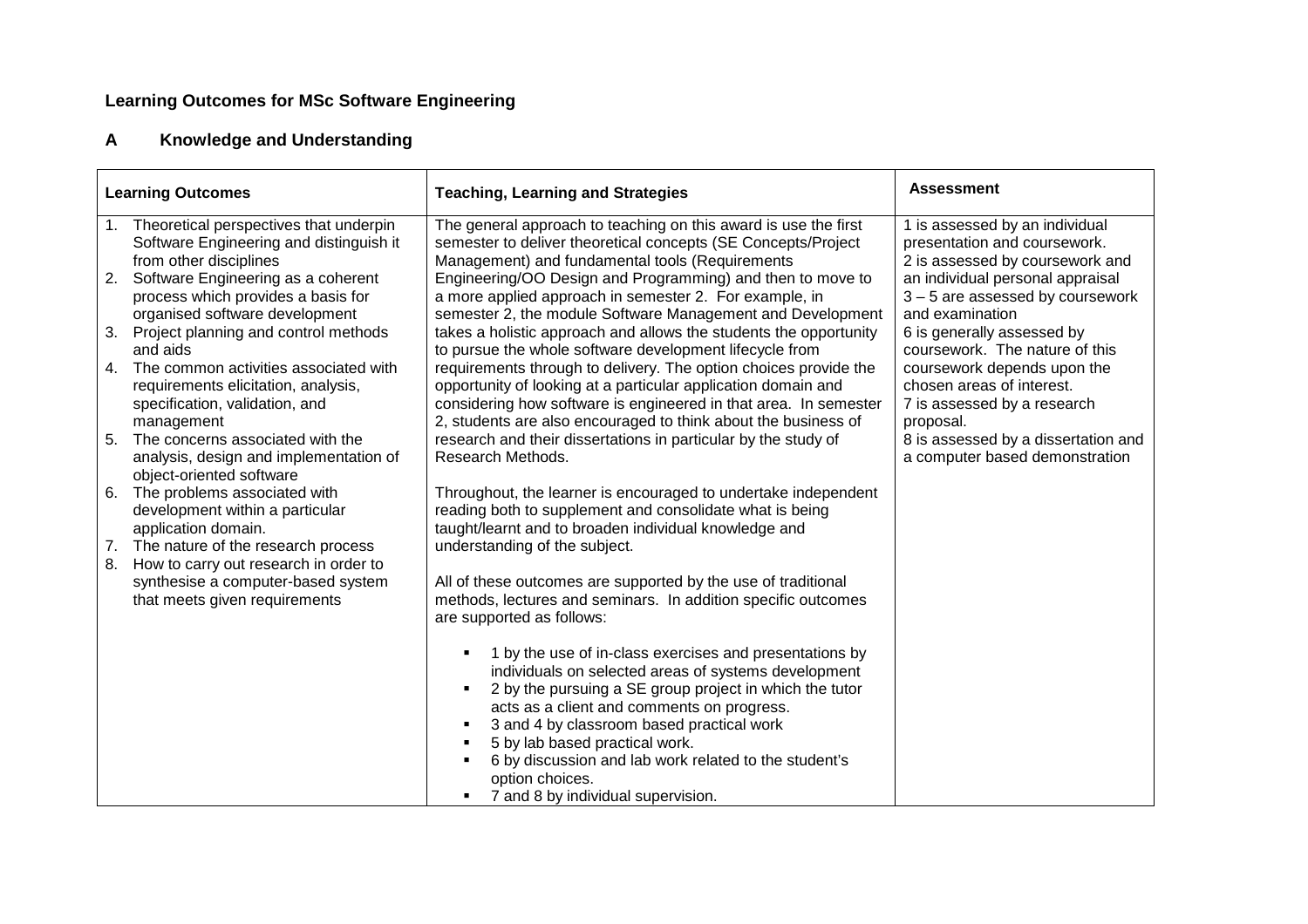**Learning Outcomes for MSc Software Engineering**

**A Knowledge and Understanding**

| Learning Outcomes | Teaching, Learning and Strategies | Assessment |
|---|---|---|
| 1. Theoretical perspectives that underpin Software Engineering and distinguish it from other disciplines<br>2. Software Engineering as a coherent process which provides a basis for organised software development<br>3. Project planning and control methods and aids<br>4. The common activities associated with requirements elicitation, analysis, specification, validation, and management<br>5. The concerns associated with the analysis, design and implementation of object-oriented software<br>6. The problems associated with development within a particular application domain.<br>7. The nature of the research process<br>8. How to carry out research in order to synthesise a computer-based system that meets given requirements | The general approach to teaching on this award is use the first semester to deliver theoretical concepts (SE Concepts/Project Management) and fundamental tools (Requirements Engineering/OO Design and Programming) and then to move to a more applied approach in semester 2. For example, in semester 2, the module Software Management and Development takes a holistic approach and allows the students the opportunity to pursue the whole software development lifecycle from requirements through to delivery. The option choices provide the opportunity of looking at a particular application domain and considering how software is engineered in that area. In semester 2, students are also encouraged to think about the business of research and their dissertations in particular by the study of Research Methods.<br><br>Throughout, the learner is encouraged to undertake independent reading both to supplement and consolidate what is being taught/learnt and to broaden individual knowledge and understanding of the subject.<br><br>All of these outcomes are supported by the use of traditional methods, lectures and seminars. In addition specific outcomes are supported as follows:<br><br>▪ 1 by the use of in-class exercises and presentations by individuals on selected areas of systems development<br>▪ 2 by the pursuing a SE group project in which the tutor acts as a client and comments on progress.<br>▪ 3 and 4 by classroom based practical work<br>▪ 5 by lab based practical work.<br>▪ 6 by discussion and lab work related to the student's option choices.<br>▪ 7 and 8 by individual supervision. | 1 is assessed by an individual presentation and coursework.<br>2 is assessed by coursework and an individual personal appraisal<br>3 – 5 are assessed by coursework and examination<br>6 is generally assessed by coursework. The nature of this coursework depends upon the chosen areas of interest.<br>7 is assessed by a research proposal.<br>8 is assessed by a dissertation and a computer based demonstration |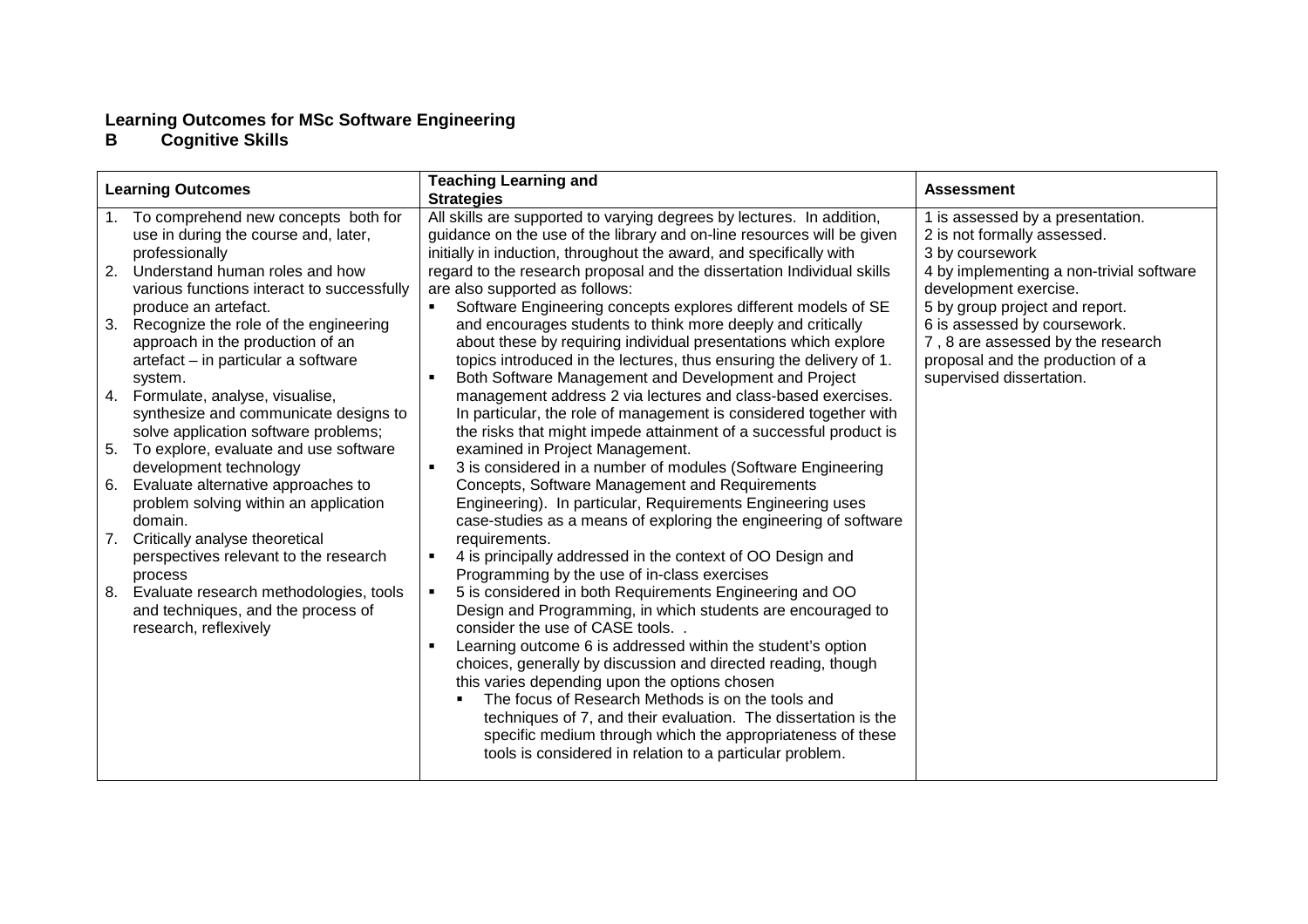## Learning Outcomes for MSc Software Engineering

### B Cognitive Skills

| Learning Outcomes | Teaching Learning and Strategies | Assessment |
|---|---|---|
| 1. To comprehend new concepts both for use in during the course and, later, professionally<br>2. Understand human roles and how various functions interact to successfully produce an artefact.<br>3. Recognize the role of the engineering approach in the production of an artefact – in particular a software system.<br>4. Formulate, analyse, visualise, synthesize and communicate designs to solve application software problems;<br>5. To explore, evaluate and use software development technology<br>6. Evaluate alternative approaches to problem solving within an application domain.<br>7. Critically analyse theoretical perspectives relevant to the research process<br>8. Evaluate research methodologies, tools and techniques, and the process of research, reflexively | All skills are supported to varying degrees by lectures. In addition, guidance on the use of the library and on-line resources will be given initially in induction, throughout the award, and specifically with regard to the research proposal and the dissertation Individual skills are also supported as follows:<br>▪ Software Engineering concepts explores different models of SE and encourages students to think more deeply and critically about these by requiring individual presentations which explore topics introduced in the lectures, thus ensuring the delivery of 1.<br>▪ Both Software Management and Development and Project management address 2 via lectures and class-based exercises. In particular, the role of management is considered together with the risks that might impede attainment of a successful product is examined in Project Management.<br>▪ 3 is considered in a number of modules (Software Engineering Concepts, Software Management and Requirements Engineering). In particular, Requirements Engineering uses case-studies as a means of exploring the engineering of software requirements.<br>▪ 4 is principally addressed in the context of OO Design and Programming by the use of in-class exercises<br>▪ 5 is considered in both Requirements Engineering and OO Design and Programming, in which students are encouraged to consider the use of CASE tools. .<br>▪ Learning outcome 6 is addressed within the student's option choices, generally by discussion and directed reading, though this varies depending upon the options chosen<br>&nbsp;&nbsp;▪ The focus of Research Methods is on the tools and techniques of 7, and their evaluation. The dissertation is the specific medium through which the appropriateness of these tools is considered in relation to a particular problem. | 1 is assessed by a presentation.<br>2 is not formally assessed.<br>3 by coursework<br>4 by implementing a non-trivial software development exercise.<br>5 by group project and report.<br>6 is assessed by coursework.<br>7 , 8 are assessed by the research proposal and the production of a supervised dissertation. |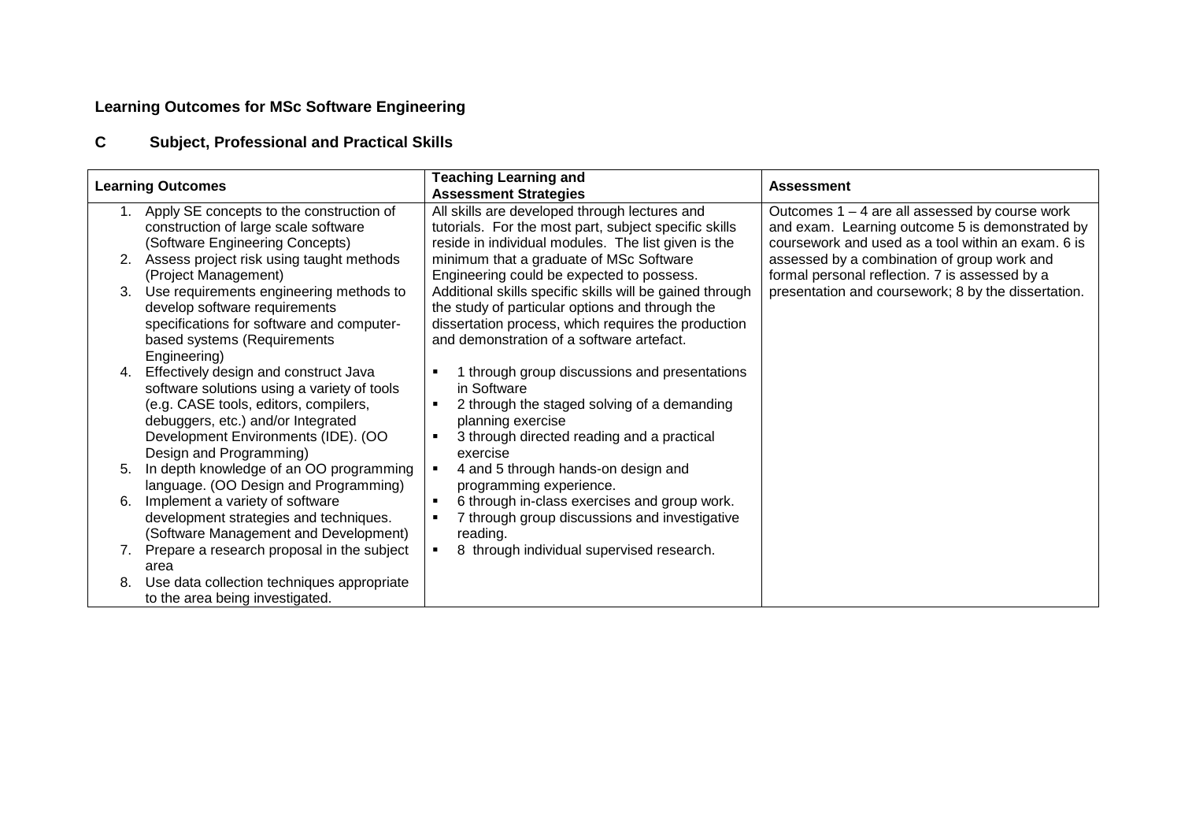**Learning Outcomes for MSc Software Engineering**

**C Subject, Professional and Practical Skills**

| Learning Outcomes | Teaching Learning and Assessment Strategies | Assessment |
|---|---|---|
| 1. Apply SE concepts to the construction of construction of large scale software (Software Engineering Concepts)<br>2. Assess project risk using taught methods (Project Management)<br>3. Use requirements engineering methods to develop software requirements specifications for software and computer-based systems (Requirements Engineering)<br>4. Effectively design and construct Java software solutions using a variety of tools (e.g. CASE tools, editors, compilers, debuggers, etc.) and/or Integrated Development Environments (IDE). (OO Design and Programming)<br>5. In depth knowledge of an OO programming language. (OO Design and Programming)<br>6. Implement a variety of software development strategies and techniques. (Software Management and Development)<br>7. Prepare a research proposal in the subject area<br>8. Use data collection techniques appropriate to the area being investigated. | All skills are developed through lectures and tutorials. For the most part, subject specific skills reside in individual modules. The list given is the minimum that a graduate of MSc Software Engineering could be expected to possess. Additional skills specific skills will be gained through the study of particular options and through the dissertation process, which requires the production and demonstration of a software artefact.<br>▪ 1 through group discussions and presentations in Software<br>▪ 2 through the staged solving of a demanding planning exercise<br>▪ 3 through directed reading and a practical exercise<br>▪ 4 and 5 through hands-on design and programming experience.<br>▪ 6 through in-class exercises and group work.<br>▪ 7 through group discussions and investigative reading.<br>▪ 8 through individual supervised research. | Outcomes 1 – 4 are all assessed by course work and exam. Learning outcome 5 is demonstrated by coursework and used as a tool within an exam. 6 is assessed by a combination of group work and formal personal reflection. 7 is assessed by a presentation and coursework; 8 by the dissertation. |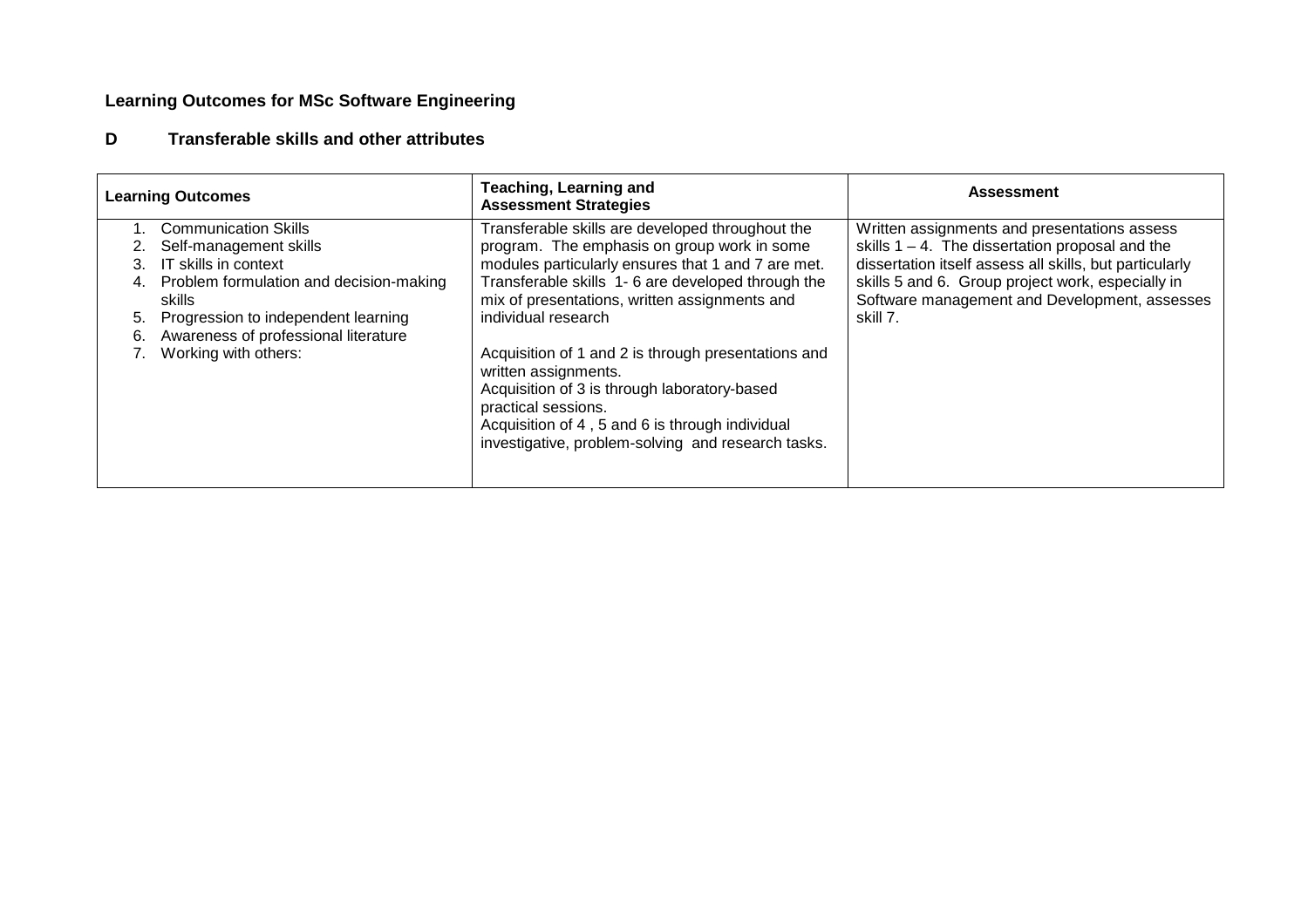**Learning Outcomes for MSc Software Engineering**

**D Transferable skills and other attributes**

| Learning Outcomes | Teaching, Learning and Assessment Strategies | Assessment |
|---|---|---|
| 1. Communication Skills<br>2. Self-management skills<br>3. IT skills in context<br>4. Problem formulation and decision-making skills<br>5. Progression to independent learning<br>6. Awareness of professional literature<br>7. Working with others: | Transferable skills are developed throughout the program. The emphasis on group work in some modules particularly ensures that 1 and 7 are met. Transferable skills 1- 6 are developed through the mix of presentations, written assignments and individual research<br><br>Acquisition of 1 and 2 is through presentations and written assignments.<br>Acquisition of 3 is through laboratory-based practical sessions.<br>Acquisition of 4 , 5 and 6 is through individual investigative, problem-solving and research tasks. | Written assignments and presentations assess skills 1 – 4. The dissertation proposal and the dissertation itself assess all skills, but particularly skills 5 and 6. Group project work, especially in Software management and Development, assesses skill 7. |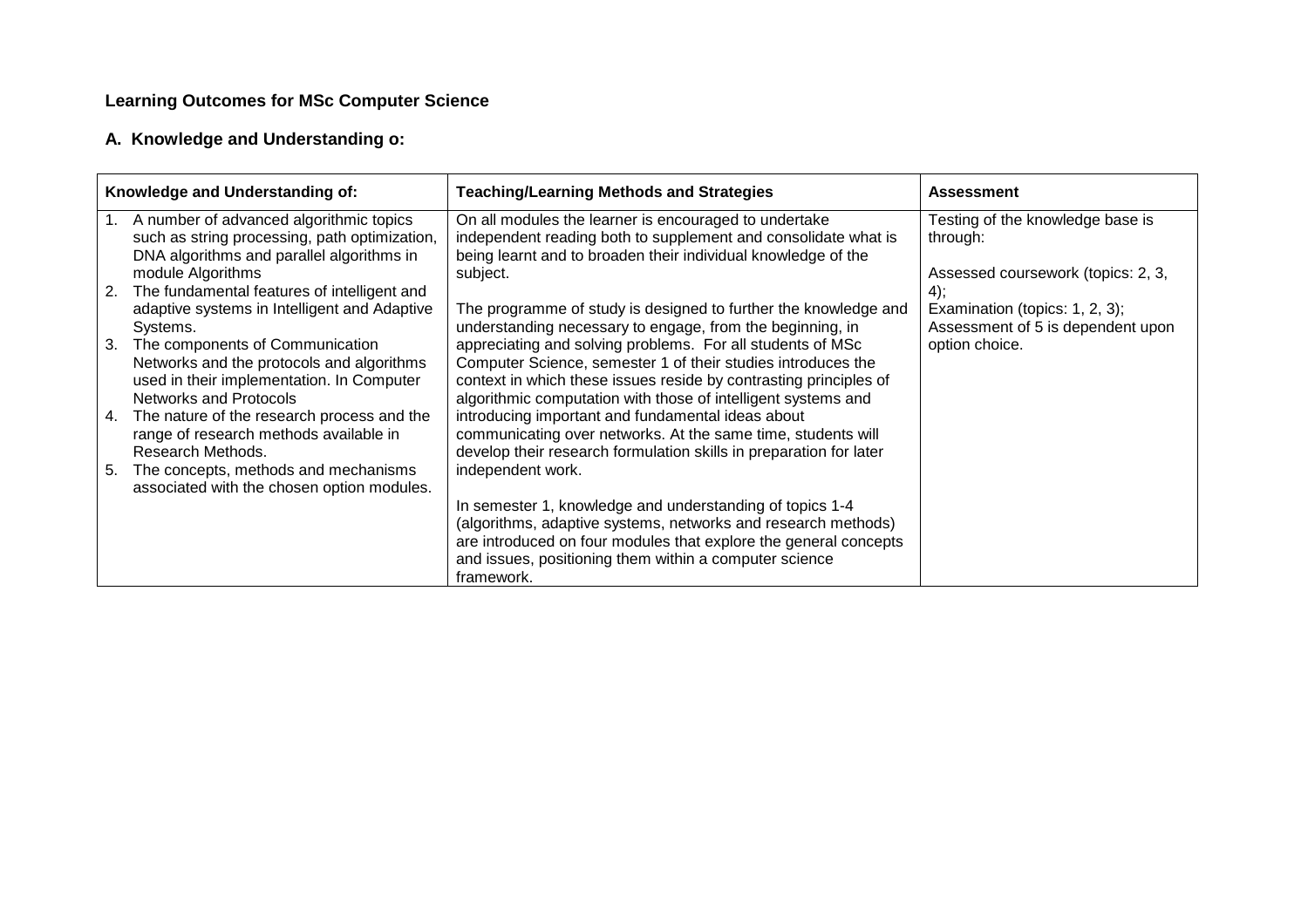**Learning Outcomes for MSc Computer Science**

**A. Knowledge and Understanding o:**

| Knowledge and Understanding of: | Teaching/Learning Methods and Strategies | Assessment |
| --- | --- | --- |
| 1. A number of advanced algorithmic topics such as string processing, path optimization, DNA algorithms and parallel algorithms in module Algorithms<br>2. The fundamental features of intelligent and adaptive systems in Intelligent and Adaptive Systems.<br>3. The components of Communication Networks and the protocols and algorithms used in their implementation. In Computer Networks and Protocols<br>4. The nature of the research process and the range of research methods available in Research Methods.<br>5. The concepts, methods and mechanisms associated with the chosen option modules. | On all modules the learner is encouraged to undertake independent reading both to supplement and consolidate what is being learnt and to broaden their individual knowledge of the subject.<br><br>The programme of study is designed to further the knowledge and understanding necessary to engage, from the beginning, in appreciating and solving problems. For all students of MSc Computer Science, semester 1 of their studies introduces the context in which these issues reside by contrasting principles of algorithmic computation with those of intelligent systems and introducing important and fundamental ideas about communicating over networks. At the same time, students will develop their research formulation skills in preparation for later independent work.<br><br>In semester 1, knowledge and understanding of topics 1-4 (algorithms, adaptive systems, networks and research methods) are introduced on four modules that explore the general concepts and issues, positioning them within a computer science framework. | Testing of the knowledge base is through:<br><br>Assessed coursework (topics: 2, 3, 4);<br>Examination (topics: 1, 2, 3);<br>Assessment of 5 is dependent upon option choice. |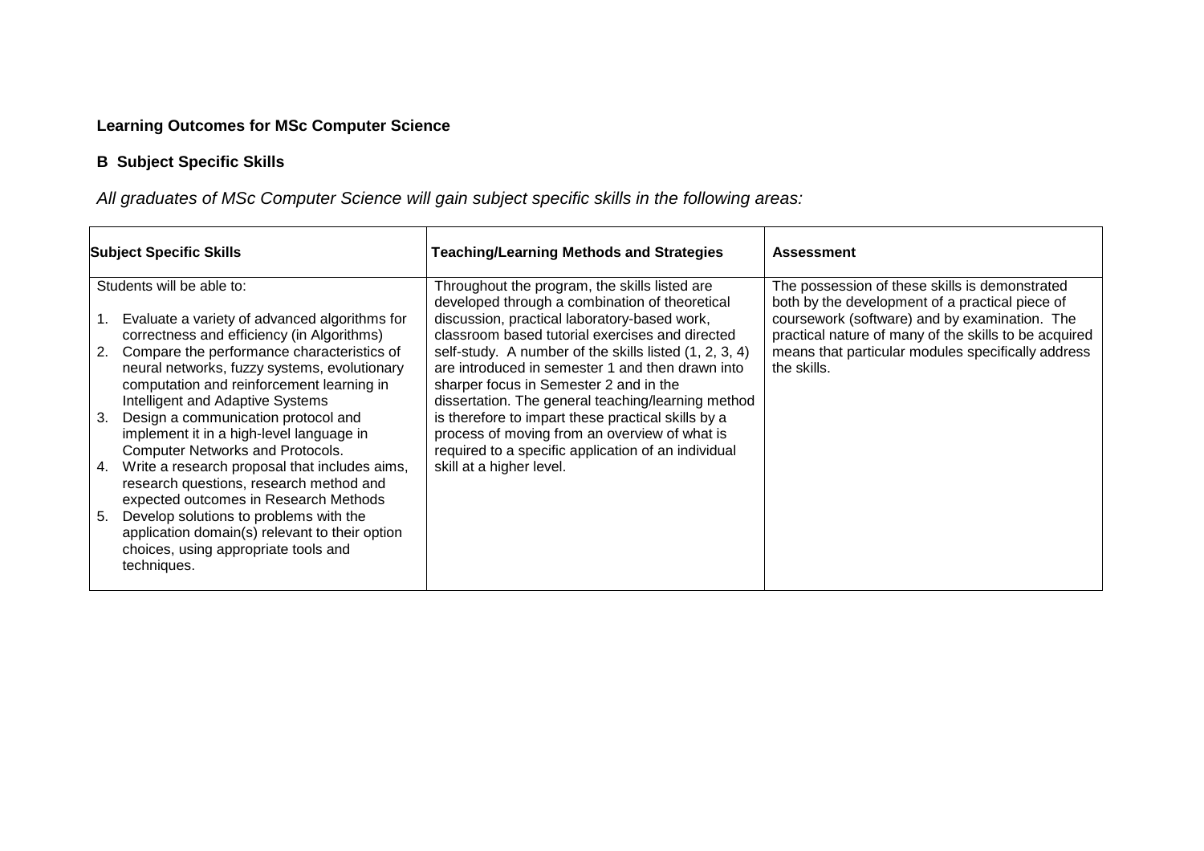**Learning Outcomes for MSc Computer Science**

**B  Subject Specific Skills**

*All graduates of MSc Computer Science will gain subject specific skills in the following areas:*

| Subject Specific Skills | Teaching/Learning Methods and Strategies | Assessment |
|---|---|---|
| Students will be able to:<br><br>1. Evaluate a variety of advanced algorithms for correctness and efficiency (in Algorithms)<br>2. Compare the performance characteristics of neural networks, fuzzy systems, evolutionary computation and reinforcement learning in Intelligent and Adaptive Systems<br>3. Design a communication protocol and implement it in a high-level language in Computer Networks and Protocols.<br>4. Write a research proposal that includes aims, research questions, research method and expected outcomes in Research Methods<br>5. Develop solutions to problems with the application domain(s) relevant to their option choices, using appropriate tools and techniques. | Throughout the program, the skills listed are developed through a combination of theoretical discussion, practical laboratory-based work, classroom based tutorial exercises and directed self-study. A number of the skills listed (1, 2, 3, 4) are introduced in semester 1 and then drawn into sharper focus in Semester 2 and in the dissertation. The general teaching/learning method is therefore to impart these practical skills by a process of moving from an overview of what is required to a specific application of an individual skill at a higher level. | The possession of these skills is demonstrated both by the development of a practical piece of coursework (software) and by examination. The practical nature of many of the skills to be acquired means that particular modules specifically address the skills. |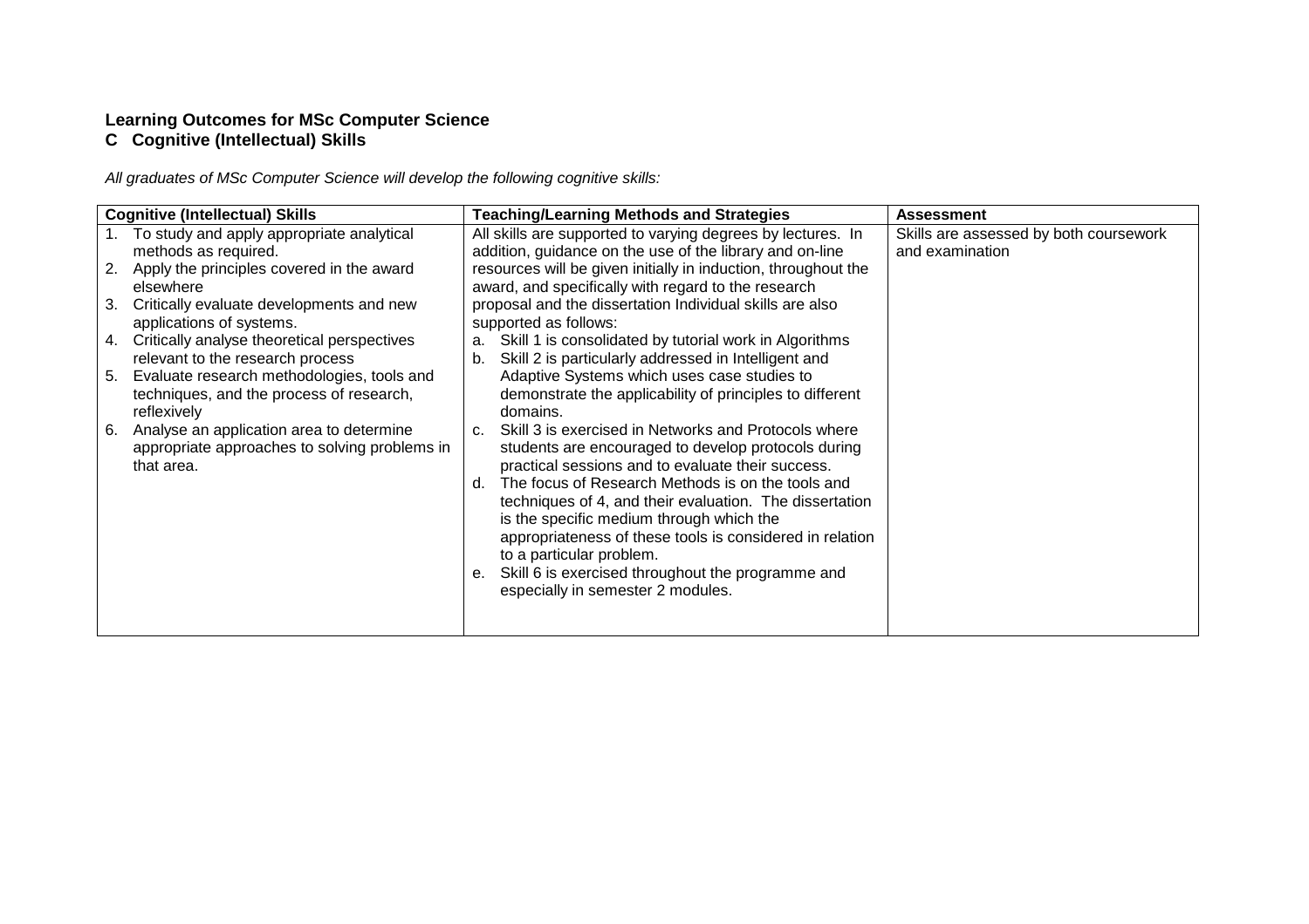**Learning Outcomes for MSc Computer Science**
**C Cognitive (Intellectual) Skills**

*All graduates of MSc Computer Science will develop the following cognitive skills:*

| Cognitive (Intellectual) Skills | Teaching/Learning Methods and Strategies | Assessment |
|---|---|---|
| 1. To study and apply appropriate analytical methods as required.<br>2. Apply the principles covered in the award elsewhere<br>3. Critically evaluate developments and new applications of systems.<br>4. Critically analyse theoretical perspectives relevant to the research process<br>5. Evaluate research methodologies, tools and techniques, and the process of research, reflexively<br>6. Analyse an application area to determine appropriate approaches to solving problems in that area. | All skills are supported to varying degrees by lectures. In addition, guidance on the use of the library and on-line resources will be given initially in induction, throughout the award, and specifically with regard to the research proposal and the dissertation Individual skills are also supported as follows:<br>a. Skill 1 is consolidated by tutorial work in Algorithms<br>b. Skill 2 is particularly addressed in Intelligent and Adaptive Systems which uses case studies to demonstrate the applicability of principles to different domains.<br>c. Skill 3 is exercised in Networks and Protocols where students are encouraged to develop protocols during practical sessions and to evaluate their success.<br>d. The focus of Research Methods is on the tools and techniques of 4, and their evaluation. The dissertation is the specific medium through which the appropriateness of these tools is considered in relation to a particular problem.<br>e. Skill 6 is exercised throughout the programme and especially in semester 2 modules. | Skills are assessed by both coursework and examination |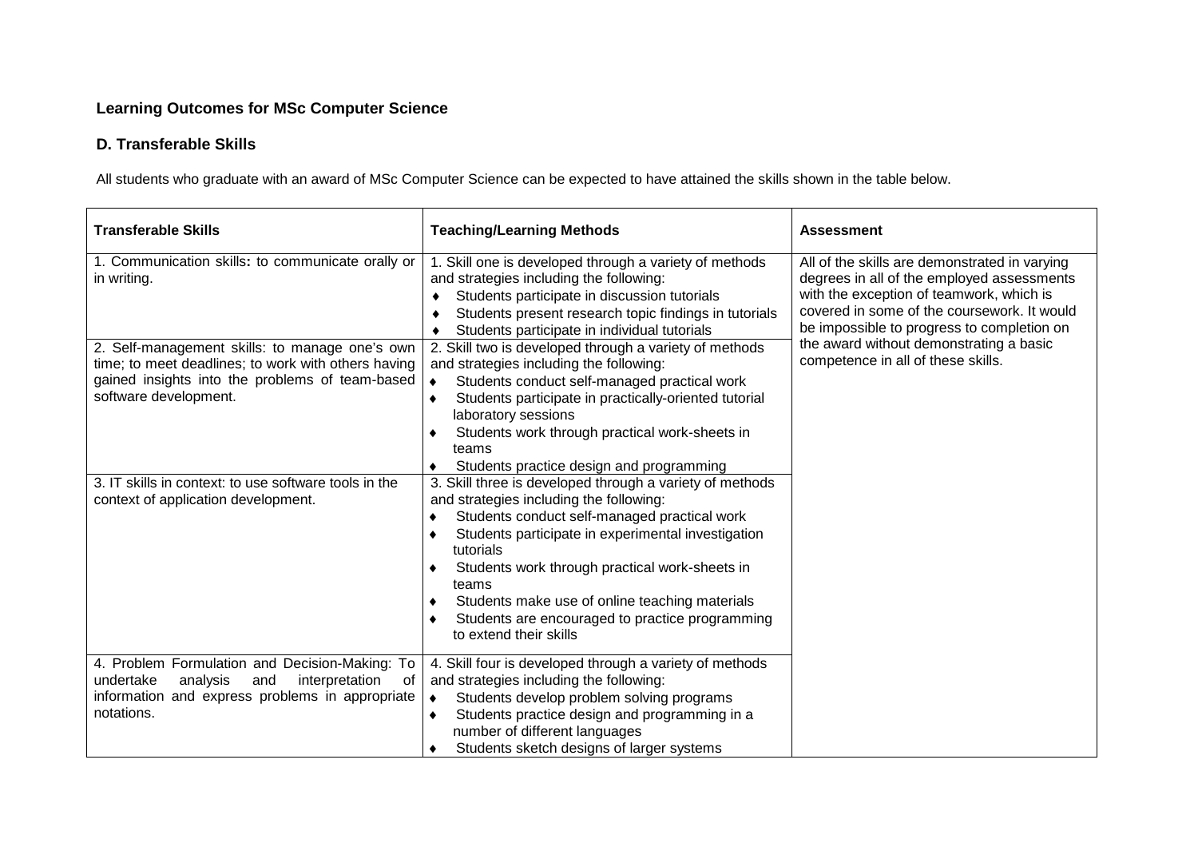**Learning Outcomes for MSc Computer Science**

**D. Transferable Skills**

All students who graduate with an award of MSc Computer Science can be expected to have attained the skills shown in the table below.

| **Transferable Skills** | **Teaching/Learning Methods** | **Assessment** |
|---|---|---|
| 1. Communication skills**:** to communicate orally or in writing. | 1. Skill one is developed through a variety of methods and strategies including the following:<br>♦ Students participate in discussion tutorials<br>♦ Students present research topic findings in tutorials<br>♦ Students participate in individual tutorials | All of the skills are demonstrated in varying degrees in all of the employed assessments with the exception of teamwork, which is covered in some of the coursework. It would be impossible to progress to completion on the award without demonstrating a basic competence in all of these skills. |
| 2. Self-management skills: to manage one's own time; to meet deadlines; to work with others having gained insights into the problems of team-based software development. | 2. Skill two is developed through a variety of methods and strategies including the following:<br>♦ Students conduct self-managed practical work<br>♦ Students participate in practically-oriented tutorial laboratory sessions<br>♦ Students work through practical work-sheets in teams<br>♦ Students practice design and programming | |
| 3. IT skills in context: to use software tools in the context of application development. | 3. Skill three is developed through a variety of methods and strategies including the following:<br>♦ Students conduct self-managed practical work<br>♦ Students participate in experimental investigation tutorials<br>♦ Students work through practical work-sheets in teams<br>♦ Students make use of online teaching materials<br>♦ Students are encouraged to practice programming to extend their skills | |
| 4. Problem Formulation and Decision-Making: To undertake analysis and interpretation of information and express problems in appropriate notations. | 4. Skill four is developed through a variety of methods and strategies including the following:<br>♦ Students develop problem solving programs<br>♦ Students practice design and programming in a number of different languages<br>♦ Students sketch designs of larger systems | |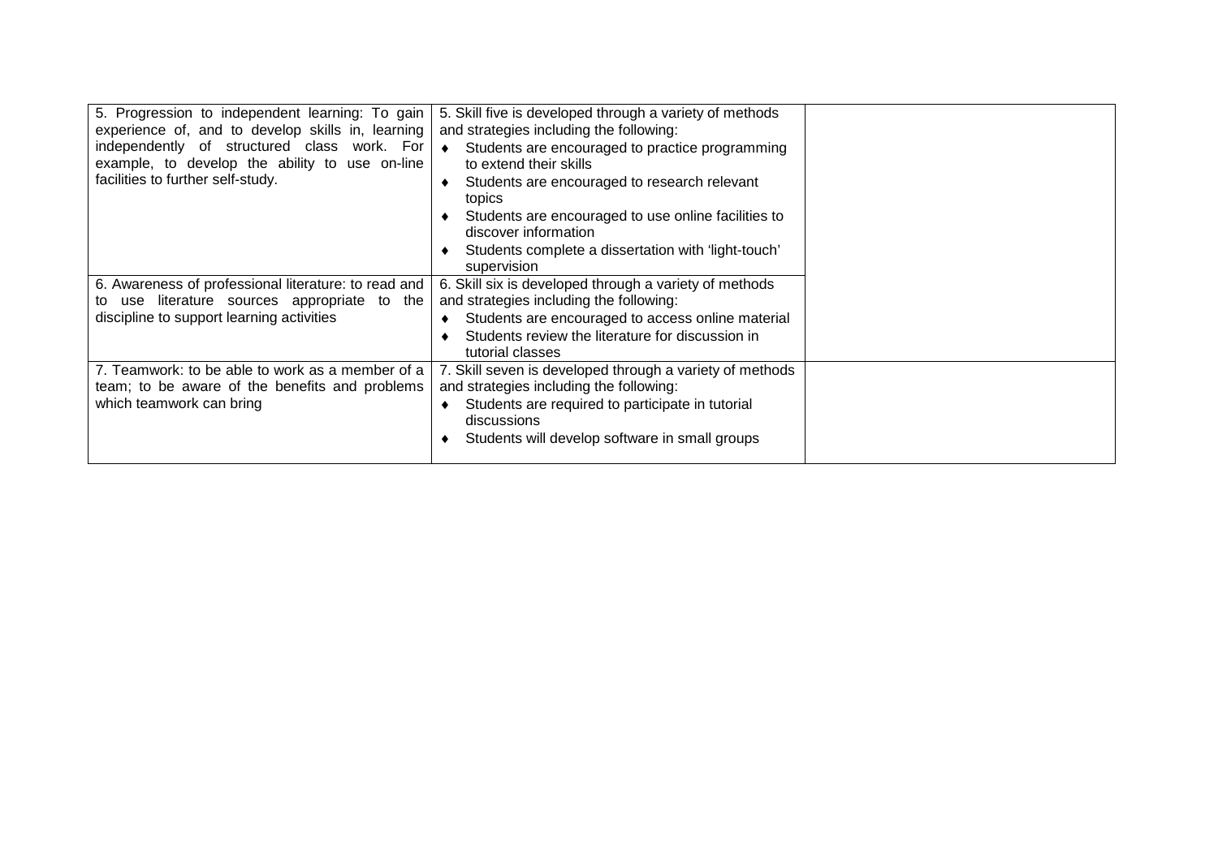| | | |
|---|---|---|
| 5. Progression to independent learning: To gain experience of, and to develop skills in, learning independently of structured class work. For example, to develop the ability to use on-line facilities to further self-study. | 5. Skill five is developed through a variety of methods and strategies including the following:<br>♦ Students are encouraged to practice programming to extend their skills<br>♦ Students are encouraged to research relevant topics<br>♦ Students are encouraged to use online facilities to discover information<br>♦ Students complete a dissertation with 'light-touch' supervision | |
| 6. Awareness of professional literature: to read and to use literature sources appropriate to the discipline to support learning activities | 6. Skill six is developed through a variety of methods and strategies including the following:<br>♦ Students are encouraged to access online material<br>♦ Students review the literature for discussion in tutorial classes | |
| 7. Teamwork: to be able to work as a member of a team; to be aware of the benefits and problems which teamwork can bring | 7. Skill seven is developed through a variety of methods and strategies including the following:<br>♦ Students are required to participate in tutorial discussions<br>♦ Students will develop software in small groups | |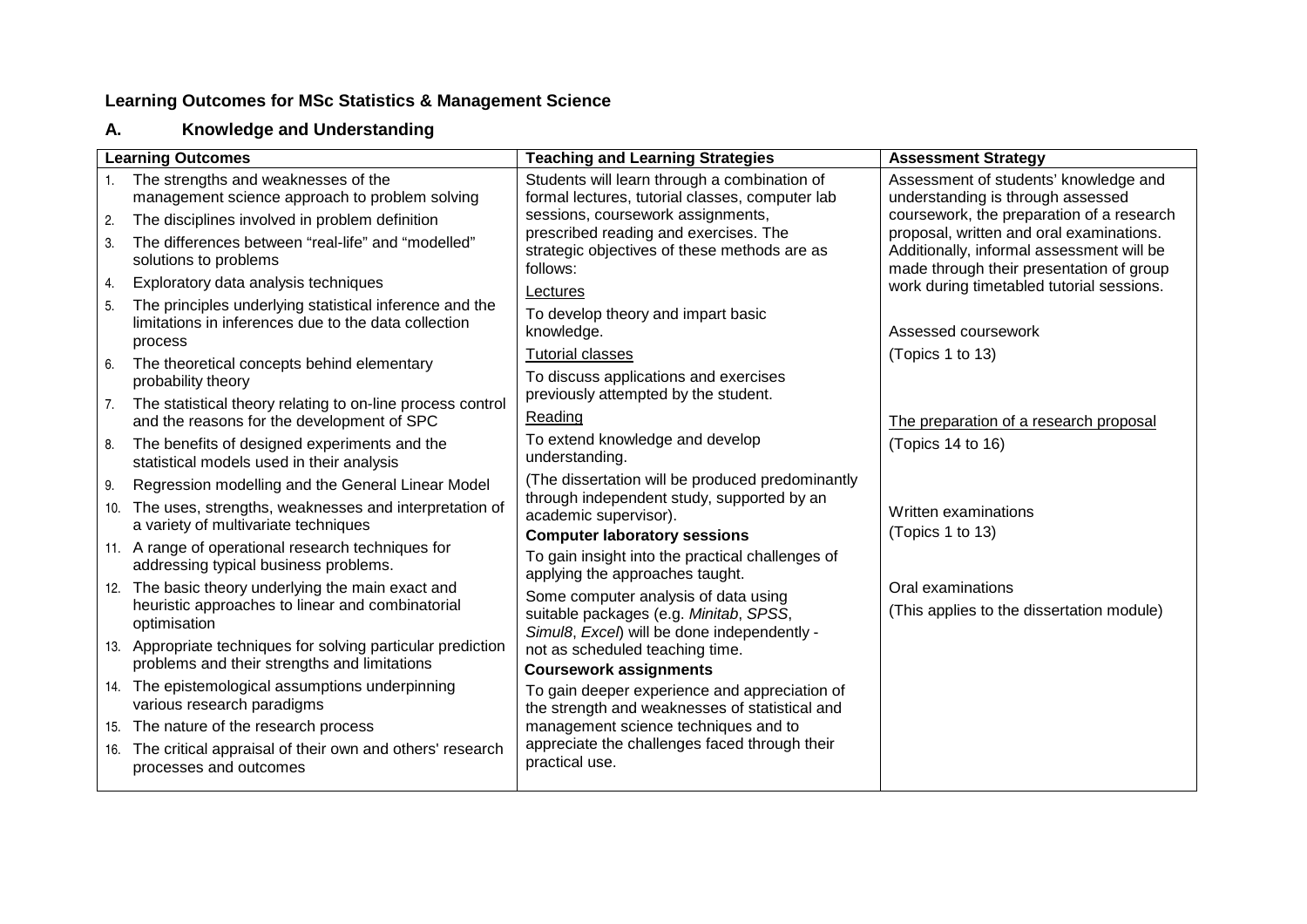**Learning Outcomes for MSc Statistics & Management Science**

## A. Knowledge and Understanding

| Learning Outcomes | Teaching and Learning Strategies | Assessment Strategy |
|---|---|---|
| 1. The strengths and weaknesses of the management science approach to problem solving<br>2. The disciplines involved in problem definition<br>3. The differences between "real-life" and "modelled" solutions to problems<br>4. Exploratory data analysis techniques<br>5. The principles underlying statistical inference and the limitations in inferences due to the data collection process<br>6. The theoretical concepts behind elementary probability theory<br>7. The statistical theory relating to on-line process control and the reasons for the development of SPC<br>8. The benefits of designed experiments and the statistical models used in their analysis<br>9. Regression modelling and the General Linear Model<br>10. The uses, strengths, weaknesses and interpretation of a variety of multivariate techniques<br>11. A range of operational research techniques for addressing typical business problems.<br>12. The basic theory underlying the main exact and heuristic approaches to linear and combinatorial optimisation<br>13. Appropriate techniques for solving particular prediction problems and their strengths and limitations<br>14. The epistemological assumptions underpinning various research paradigms<br>15. The nature of the research process<br>16. The critical appraisal of their own and others' research processes and outcomes | Students will learn through a combination of formal lectures, tutorial classes, computer lab sessions, coursework assignments, prescribed reading and exercises. The strategic objectives of these methods are as follows:<br><u>Lectures</u><br>To develop theory and impart basic knowledge.<br><u>Tutorial classes</u><br>To discuss applications and exercises previously attempted by the student.<br><u>Reading</u><br>To extend knowledge and develop understanding.<br>(The dissertation will be produced predominantly through independent study, supported by an academic supervisor).<br>**Computer laboratory sessions**<br>To gain insight into the practical challenges of applying the approaches taught.<br>Some computer analysis of data using suitable packages (e.g. *Minitab*, *SPSS*, *Simul8*, *Excel*) will be done independently - not as scheduled teaching time.<br>**Coursework assignments**<br>To gain deeper experience and appreciation of the strength and weaknesses of statistical and management science techniques and to appreciate the challenges faced through their practical use. | Assessment of students' knowledge and understanding is through assessed coursework, the preparation of a research proposal, written and oral examinations. Additionally, informal assessment will be made through their presentation of group work during timetabled tutorial sessions.<br><br>Assessed coursework<br>(Topics 1 to 13)<br><br><u>The preparation of a research proposal</u><br>(Topics 14 to 16)<br><br>Written examinations<br>(Topics 1 to 13)<br><br>Oral examinations<br>(This applies to the dissertation module) |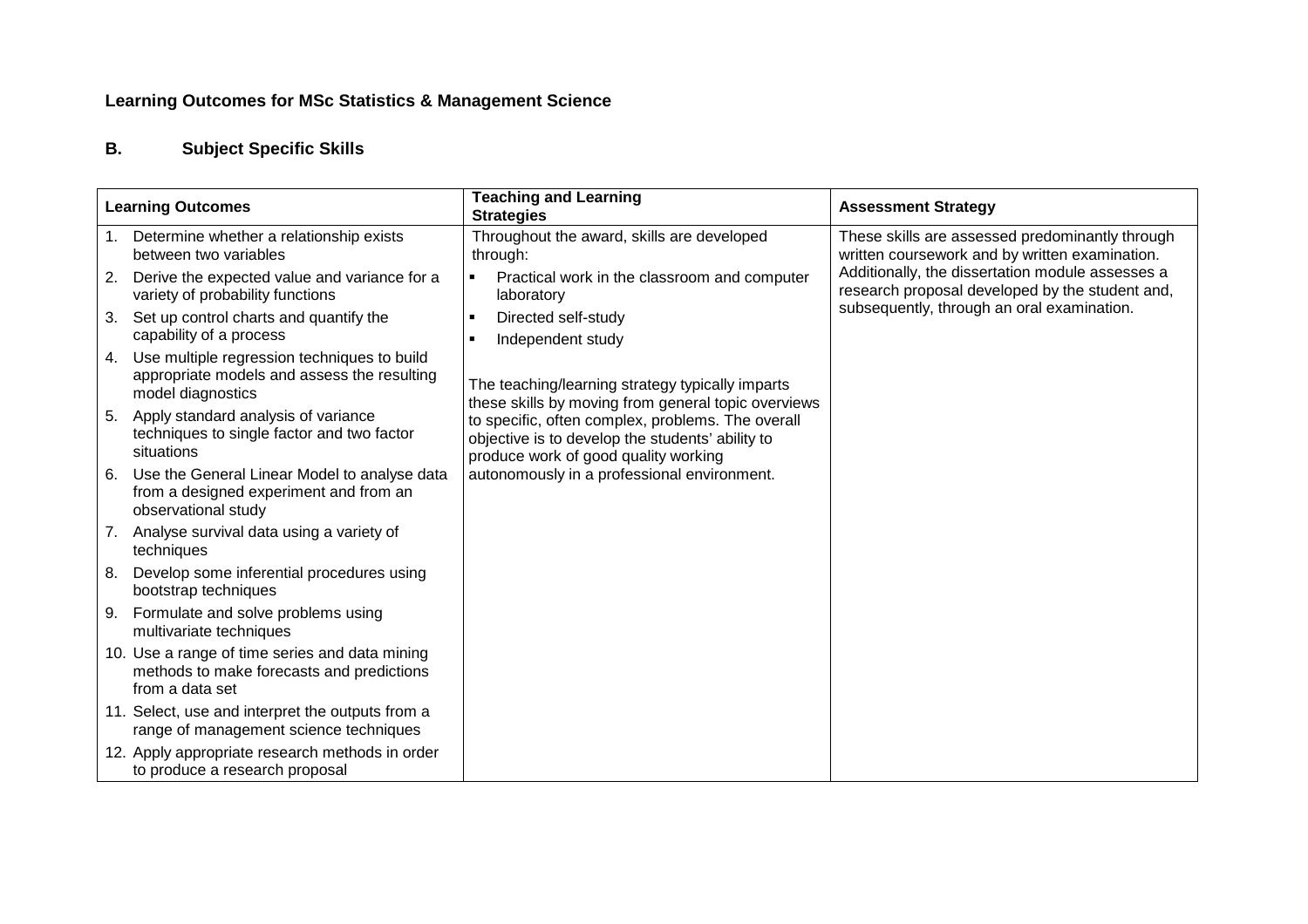**Learning Outcomes for MSc Statistics & Management Science**

**B. Subject Specific Skills**

| Learning Outcomes | Teaching and Learning Strategies | Assessment Strategy |
|---|---|---|
| 1. Determine whether a relationship exists between two variables<br>2. Derive the expected value and variance for a variety of probability functions<br>3. Set up control charts and quantify the capability of a process<br>4. Use multiple regression techniques to build appropriate models and assess the resulting model diagnostics<br>5. Apply standard analysis of variance techniques to single factor and two factor situations<br>6. Use the General Linear Model to analyse data from a designed experiment and from an observational study<br>7. Analyse survival data using a variety of techniques<br>8. Develop some inferential procedures using bootstrap techniques<br>9. Formulate and solve problems using multivariate techniques<br>10. Use a range of time series and data mining methods to make forecasts and predictions from a data set<br>11. Select, use and interpret the outputs from a range of management science techniques<br>12. Apply appropriate research methods in order to produce a research proposal | Throughout the award, skills are developed through:<br>▪ Practical work in the classroom and computer laboratory<br>▪ Directed self-study<br>▪ Independent study<br><br>The teaching/learning strategy typically imparts these skills by moving from general topic overviews to specific, often complex, problems. The overall objective is to develop the students' ability to produce work of good quality working autonomously in a professional environment. | These skills are assessed predominantly through written coursework and by written examination. Additionally, the dissertation module assesses a research proposal developed by the student and, subsequently, through an oral examination. |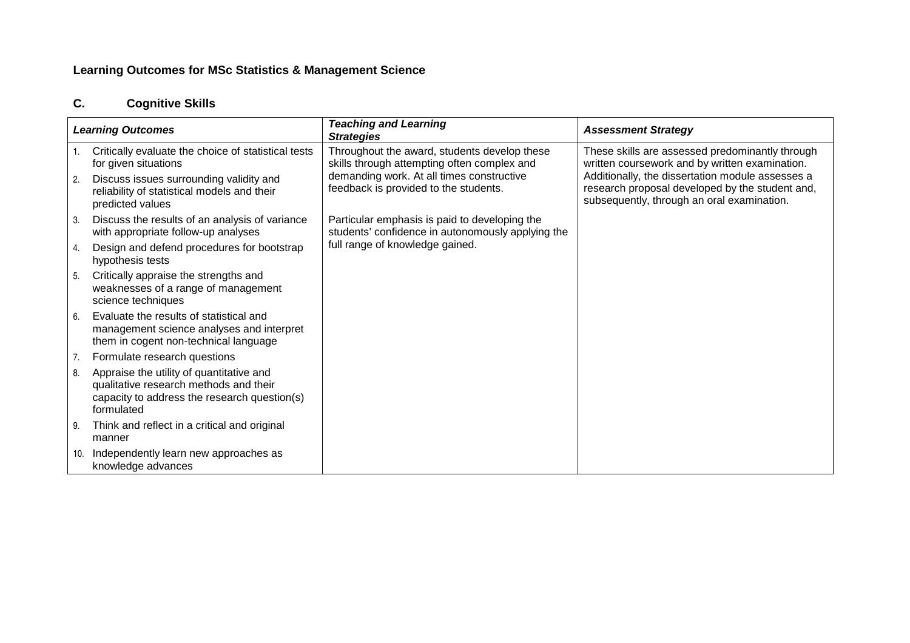**Learning Outcomes for MSc Statistics & Management Science**

**C. Cognitive Skills**

| *Learning Outcomes* | *Teaching and Learning Strategies* | *Assessment Strategy* |
|---|---|---|
| 1. Critically evaluate the choice of statistical tests for given situations<br>2. Discuss issues surrounding validity and reliability of statistical models and their predicted values<br>3. Discuss the results of an analysis of variance with appropriate follow-up analyses<br>4. Design and defend procedures for bootstrap hypothesis tests<br>5. Critically appraise the strengths and weaknesses of a range of management science techniques<br>6. Evaluate the results of statistical and management science analyses and interpret them in cogent non-technical language<br>7. Formulate research questions<br>8. Appraise the utility of quantitative and qualitative research methods and their capacity to address the research question(s) formulated<br>9. Think and reflect in a critical and original manner<br>10. Independently learn new approaches as knowledge advances | Throughout the award, students develop these skills through attempting often complex and demanding work. At all times constructive feedback is provided to the students.<br><br>Particular emphasis is paid to developing the students' confidence in autonomously applying the full range of knowledge gained. | These skills are assessed predominantly through written coursework and by written examination. Additionally, the dissertation module assesses a research proposal developed by the student and, subsequently, through an oral examination. |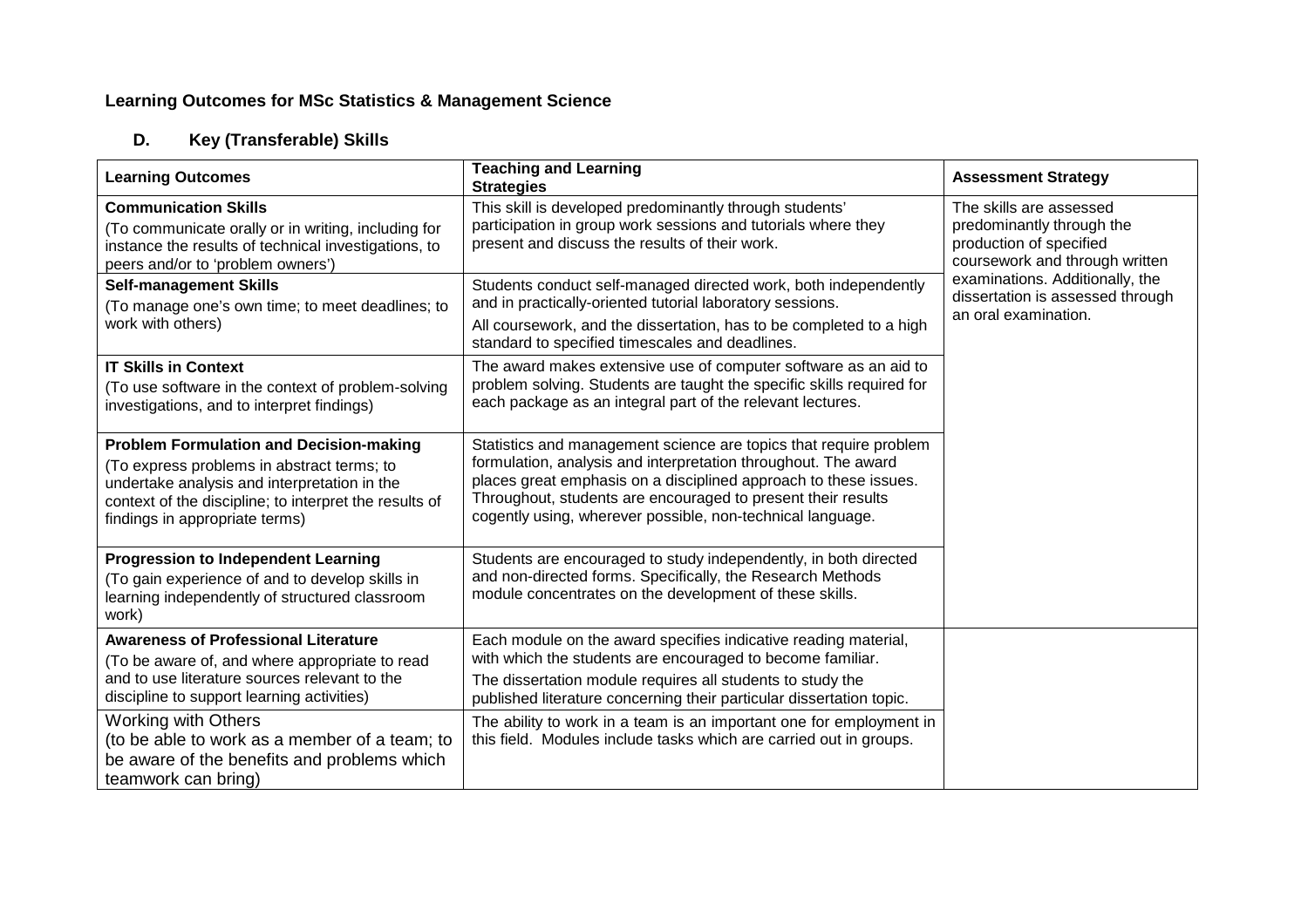**Learning Outcomes for MSc Statistics & Management Science**

**D. Key (Transferable) Skills**

| Learning Outcomes | Teaching and Learning Strategies | Assessment Strategy |
|---|---|---|
| **Communication Skills**<br>(To communicate orally or in writing, including for instance the results of technical investigations, to peers and/or to 'problem owners') | This skill is developed predominantly through students' participation in group work sessions and tutorials where they present and discuss the results of their work. | The skills are assessed predominantly through the production of specified coursework and through written examinations. Additionally, the dissertation is assessed through an oral examination. |
| **Self-management Skills**<br>(To manage one's own time; to meet deadlines; to work with others) | Students conduct self-managed directed work, both independently and in practically-oriented tutorial laboratory sessions.<br>All coursework, and the dissertation, has to be completed to a high standard to specified timescales and deadlines. | |
| **IT Skills in Context**<br>(To use software in the context of problem-solving investigations, and to interpret findings) | The award makes extensive use of computer software as an aid to problem solving. Students are taught the specific skills required for each package as an integral part of the relevant lectures. | |
| **Problem Formulation and Decision-making**<br>(To express problems in abstract terms; to undertake analysis and interpretation in the context of the discipline; to interpret the results of findings in appropriate terms) | Statistics and management science are topics that require problem formulation, analysis and interpretation throughout. The award places great emphasis on a disciplined approach to these issues. Throughout, students are encouraged to present their results cogently using, wherever possible, non-technical language. | |
| **Progression to Independent Learning**<br>(To gain experience of and to develop skills in learning independently of structured classroom work) | Students are encouraged to study independently, in both directed and non-directed forms. Specifically, the Research Methods module concentrates on the development of these skills. | |
| **Awareness of Professional Literature**<br>(To be aware of, and where appropriate to read and to use literature sources relevant to the discipline to support learning activities) | Each module on the award specifies indicative reading material, with which the students are encouraged to become familiar.<br>The dissertation module requires all students to study the published literature concerning their particular dissertation topic. | |
| Working with Others<br>(to be able to work as a member of a team; to be aware of the benefits and problems which teamwork can bring) | The ability to work in a team is an important one for employment in this field. Modules include tasks which are carried out in groups. | |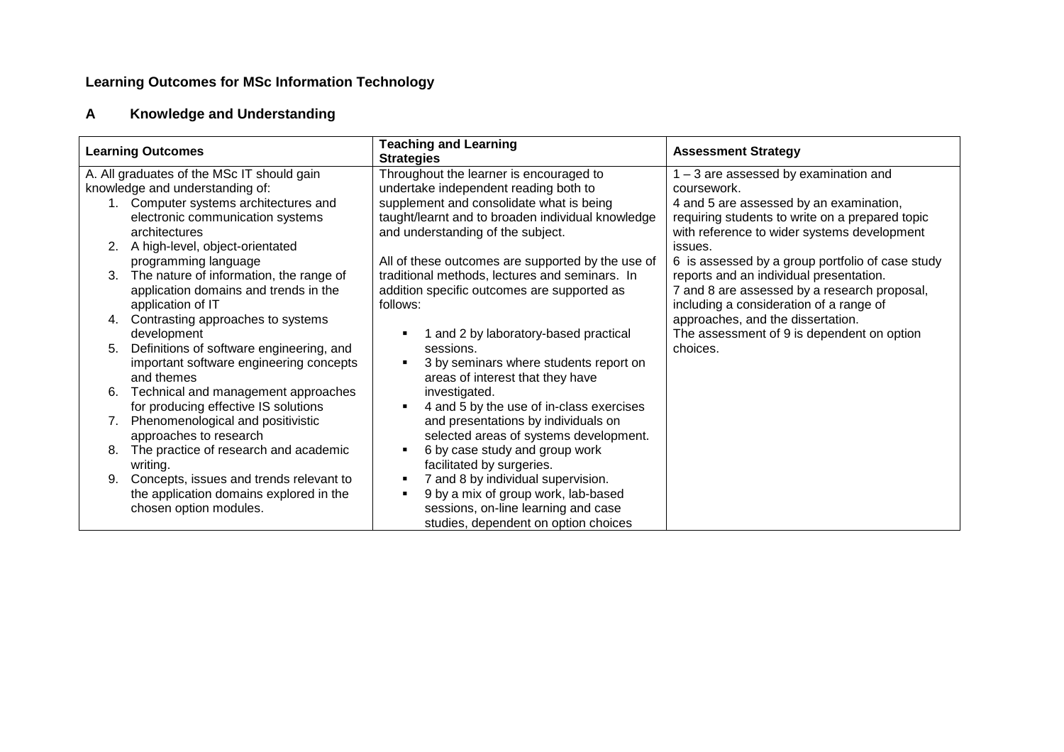## Learning Outcomes for MSc Information Technology

### A Knowledge and Understanding

| Learning Outcomes | Teaching and Learning Strategies | Assessment Strategy |
|---|---|---|
| A. All graduates of the MSc IT should gain knowledge and understanding of:<br>1. Computer systems architectures and electronic communication systems architectures<br>2. A high-level, object-orientated programming language<br>3. The nature of information, the range of application domains and trends in the application of IT<br>4. Contrasting approaches to systems development<br>5. Definitions of software engineering, and important software engineering concepts and themes<br>6. Technical and management approaches for producing effective IS solutions<br>7. Phenomenological and positivistic approaches to research<br>8. The practice of research and academic writing.<br>9. Concepts, issues and trends relevant to the application domains explored in the chosen option modules. | Throughout the learner is encouraged to undertake independent reading both to supplement and consolidate what is being taught/learnt and to broaden individual knowledge and understanding of the subject.<br><br>All of these outcomes are supported by the use of traditional methods, lectures and seminars. In addition specific outcomes are supported as follows:<br>▪ 1 and 2 by laboratory-based practical sessions.<br>▪ 3 by seminars where students report on areas of interest that they have investigated.<br>▪ 4 and 5 by the use of in-class exercises and presentations by individuals on selected areas of systems development.<br>▪ 6 by case study and group work facilitated by surgeries.<br>▪ 7 and 8 by individual supervision.<br>▪ 9 by a mix of group work, lab-based sessions, on-line learning and case studies, dependent on option choices | 1 – 3 are assessed by examination and coursework.<br>4 and 5 are assessed by an examination, requiring students to write on a prepared topic with reference to wider systems development issues.<br>6 is assessed by a group portfolio of case study reports and an individual presentation.<br>7 and 8 are assessed by a research proposal, including a consideration of a range of approaches, and the dissertation.<br>The assessment of 9 is dependent on option choices. |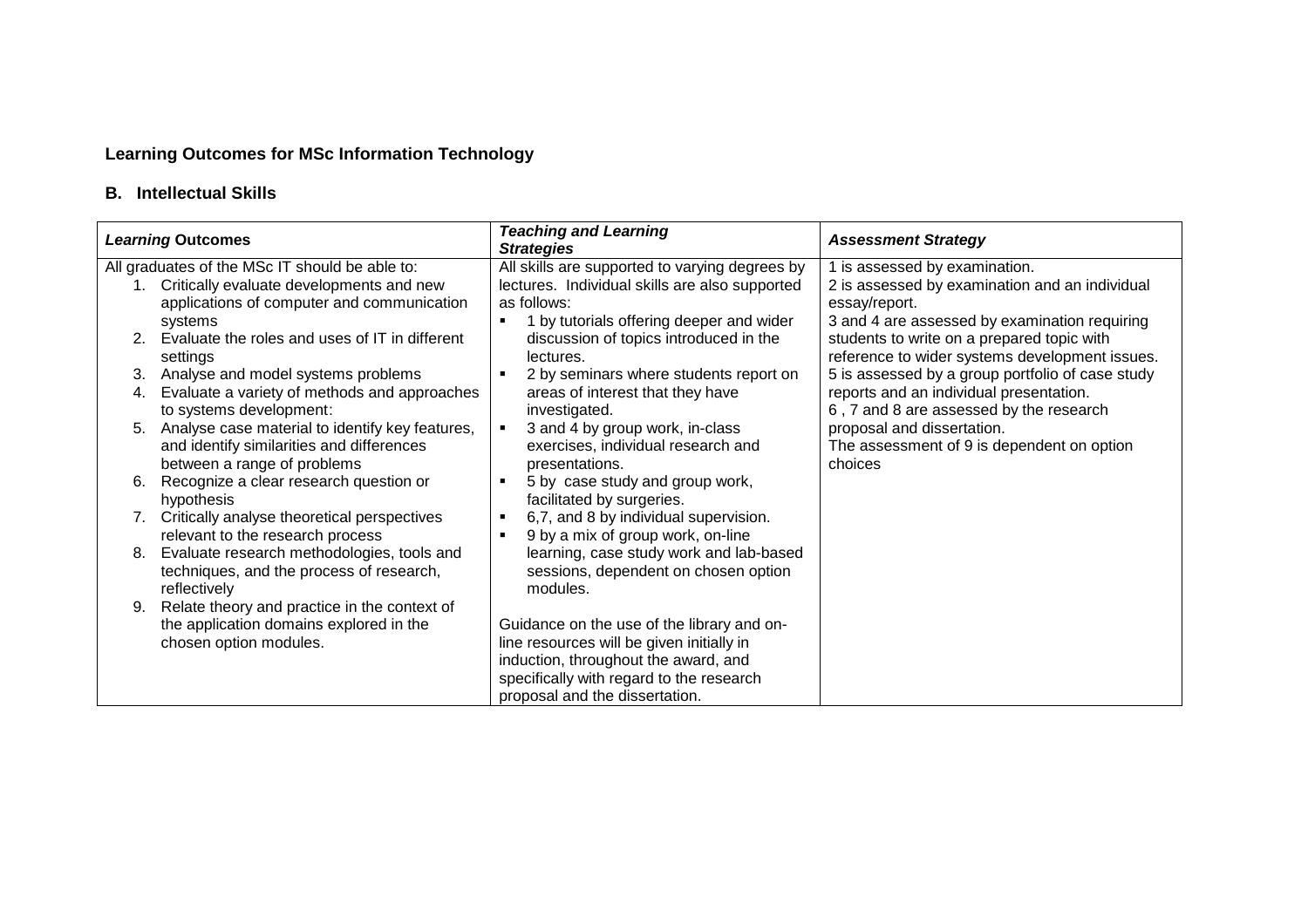## Learning Outcomes for MSc Information Technology

### B. Intellectual Skills

| *Learning* **Outcomes** | ***Teaching and Learning Strategies*** | ***Assessment Strategy*** |
|---|---|---|
| All graduates of the MSc IT should be able to:<br>1. Critically evaluate developments and new applications of computer and communication systems<br>2. Evaluate the roles and uses of IT in different settings<br>3. Analyse and model systems problems<br>4. Evaluate a variety of methods and approaches to systems development:<br>5. Analyse case material to identify key features, and identify similarities and differences between a range of problems<br>6. Recognize a clear research question or hypothesis<br>7. Critically analyse theoretical perspectives relevant to the research process<br>8. Evaluate research methodologies, tools and techniques, and the process of research, reflectively<br>9. Relate theory and practice in the context of the application domains explored in the chosen option modules. | All skills are supported to varying degrees by lectures. Individual skills are also supported as follows:<br>▪ 1 by tutorials offering deeper and wider discussion of topics introduced in the lectures.<br>▪ 2 by seminars where students report on areas of interest that they have investigated.<br>▪ 3 and 4 by group work, in-class exercises, individual research and presentations.<br>▪ 5 by case study and group work, facilitated by surgeries.<br>▪ 6,7, and 8 by individual supervision.<br>▪ 9 by a mix of group work, on-line learning, case study work and lab-based sessions, dependent on chosen option modules.<br><br>Guidance on the use of the library and on-line resources will be given initially in induction, throughout the award, and specifically with regard to the research proposal and the dissertation. | 1 is assessed by examination.<br>2 is assessed by examination and an individual essay/report.<br>3 and 4 are assessed by examination requiring students to write on a prepared topic with reference to wider systems development issues.<br>5 is assessed by a group portfolio of case study reports and an individual presentation.<br>6 , 7 and 8 are assessed by the research proposal and dissertation.<br>The assessment of 9 is dependent on option choices |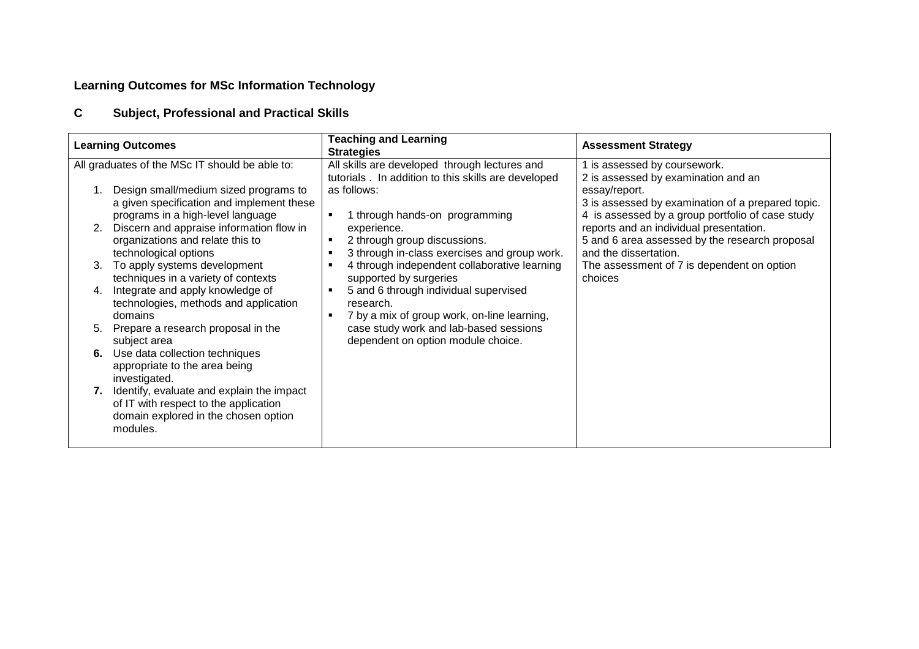**Learning Outcomes for MSc Information Technology**

**C Subject, Professional and Practical Skills**

| Learning Outcomes | Teaching and Learning Strategies | Assessment Strategy |
|---|---|---|
| All graduates of the MSc IT should be able to:<br><br>1. Design small/medium sized programs to a given specification and implement these programs in a high-level language<br>2. Discern and appraise information flow in organizations and relate this to technological options<br>3. To apply systems development techniques in a variety of contexts<br>4. Integrate and apply knowledge of technologies, methods and application domains<br>5. Prepare a research proposal in the subject area<br>**6.** Use data collection techniques appropriate to the area being investigated.<br>**7.** Identify, evaluate and explain the impact of IT with respect to the application domain explored in the chosen option modules. | All skills are developed through lectures and tutorials . In addition to this skills are developed as follows:<br><br>▪ 1 through hands-on programming experience.<br>▪ 2 through group discussions.<br>▪ 3 through in-class exercises and group work.<br>▪ 4 through independent collaborative learning supported by surgeries<br>▪ 5 and 6 through individual supervised research.<br>▪ 7 by a mix of group work, on-line learning, case study work and lab-based sessions dependent on option module choice. | 1 is assessed by coursework.<br>2 is assessed by examination and an essay/report.<br>3 is assessed by examination of a prepared topic.<br>4 is assessed by a group portfolio of case study reports and an individual presentation.<br>5 and 6 area assessed by the research proposal and the dissertation.<br>The assessment of 7 is dependent on option choices |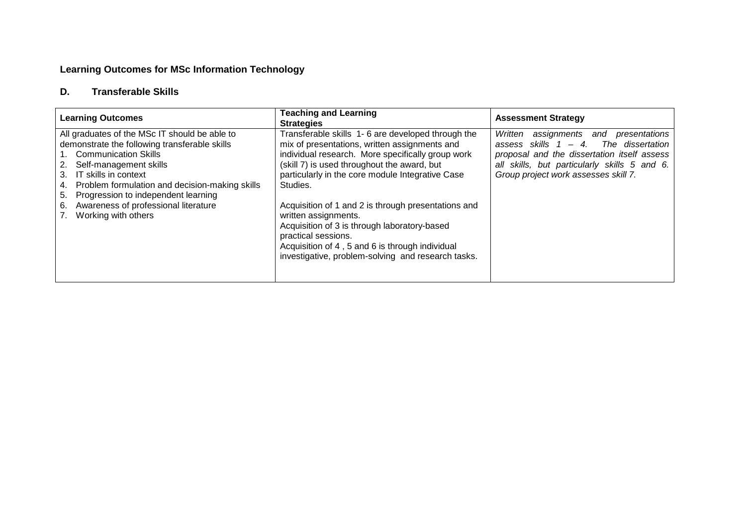**Learning Outcomes for MSc Information Technology**

**D. Transferable Skills**

| **Learning Outcomes** | **Teaching and Learning Strategies** | **Assessment Strategy** |
|---|---|---|
| All graduates of the MSc IT should be able to demonstrate the following transferable skills<br>1. Communication Skills<br>2. Self-management skills<br>3. IT skills in context<br>4. Problem formulation and decision-making skills<br>5. Progression to independent learning<br>6. Awareness of professional literature<br>7. Working with others | Transferable skills 1- 6 are developed through the mix of presentations, written assignments and individual research. More specifically group work (skill 7) is used throughout the award, but particularly in the core module Integrative Case Studies.<br><br>Acquisition of 1 and 2 is through presentations and written assignments.<br>Acquisition of 3 is through laboratory-based practical sessions.<br>Acquisition of 4 , 5 and 6 is through individual investigative, problem-solving and research tasks. | *Written assignments and presentations assess skills 1 – 4. The dissertation proposal and the dissertation itself assess all skills, but particularly skills 5 and 6. Group project work assesses skill 7.* |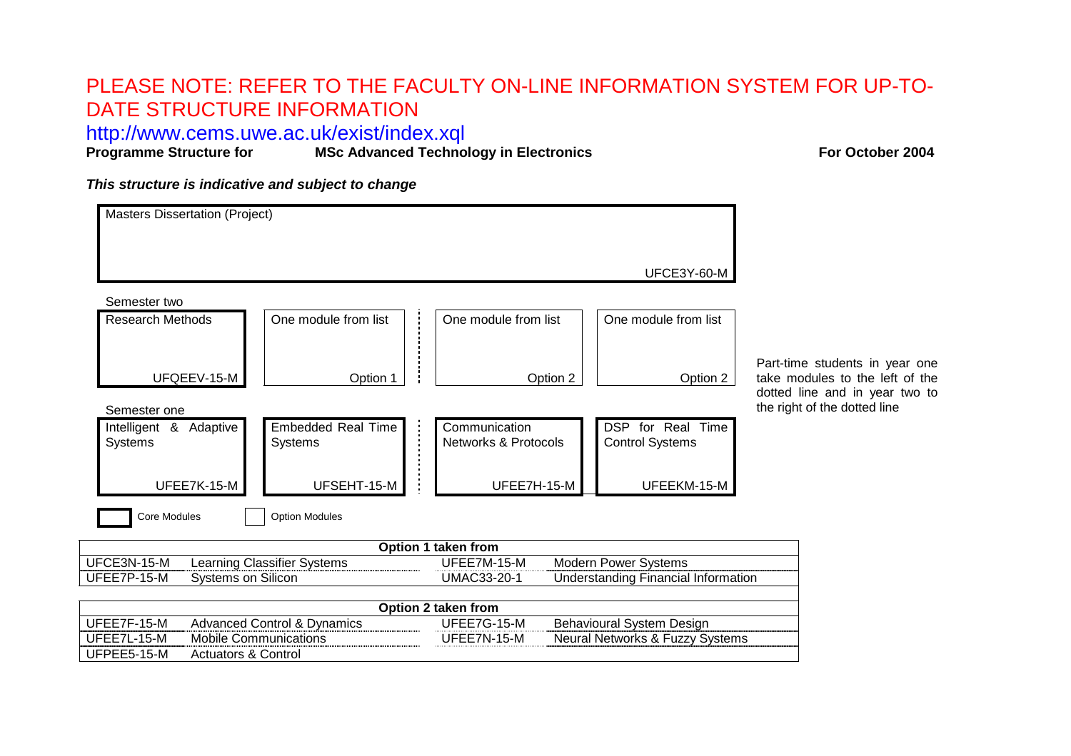PLEASE NOTE: REFER TO THE FACULTY ON-LINE INFORMATION SYSTEM FOR UP-TO-DATE STRUCTURE INFORMATION

http://www.cems.uwe.ac.uk/exist/index.xql

**Programme Structure for** **MSc Advanced Technology in Electronics** **For October 2004**

***This structure is indicative and subject to change***

Masters Dissertation (Project)
UFCE3Y-60-M

Semester two

| Research Methods UFQEEV-15-M | One module from list Option 1 | ⋮ | One module from list Option 2 | One module from list Option 2 |
|---|---|---|---|---|

Semester one

| Intelligent & Adaptive Systems UFEE7K-15-M | Embedded Real Time Systems UFSEHT-15-M | ⋮ | Communication Networks & Protocols UFEE7H-15-M | DSP for Real Time Control Systems UFEEKM-15-M |
|---|---|---|---|---|

Part-time students in year one take modules to the left of the dotted line and in year two to the right of the dotted line

Core Modules &nbsp;&nbsp; Option Modules

| Option 1 taken from | | | |
|---|---|---|---|
| UFCE3N-15-M | Learning Classifier Systems | UFEE7M-15-M | Modern Power Systems |
| UFEE7P-15-M | Systems on Silicon | UMAC33-20-1 | Understanding Financial Information |

| Option 2 taken from | | | |
|---|---|---|---|
| UFEE7F-15-M | Advanced Control & Dynamics | UFEE7G-15-M | Behavioural System Design |
| UFEE7L-15-M | Mobile Communications | UFEE7N-15-M | Neural Networks & Fuzzy Systems |
| UFPEE5-15-M | Actuators & Control | | |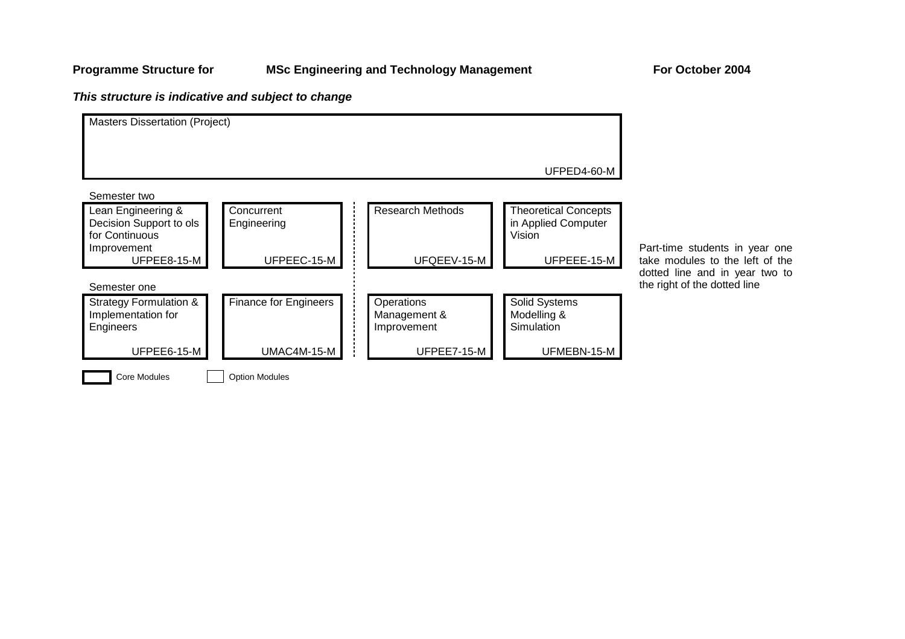**Programme Structure for** **MSc Engineering and Technology Management** **For October 2004**

***This structure is indicative and subject to change***

| Masters Dissertation (Project) | | | |
|---|---|---|---|
| UFPED4-60-M | | | |

**Semester two**

| Lean Engineering & Decision Support to ols for Continuous Improvement | Concurrent Engineering | Research Methods | Theoretical Concepts in Applied Computer Vision |
|---|---|---|---|
| UFPEE8-15-M | UFPEEC-15-M | UFQEEV-15-M | UFPEEE-15-M |

**Semester one**

| Strategy Formulation & Implementation for Engineers | Finance for Engineers | Operations Management & Improvement | Solid Systems Modelling & Simulation |
|---|---|---|---|
| UFPEE6-15-M | UMAC4M-15-M | UFPEE7-15-M | UFMEBN-15-M |

Part-time students in year one take modules to the left of the dotted line and in year two to the right of the dotted line

Core Modules   Option Modules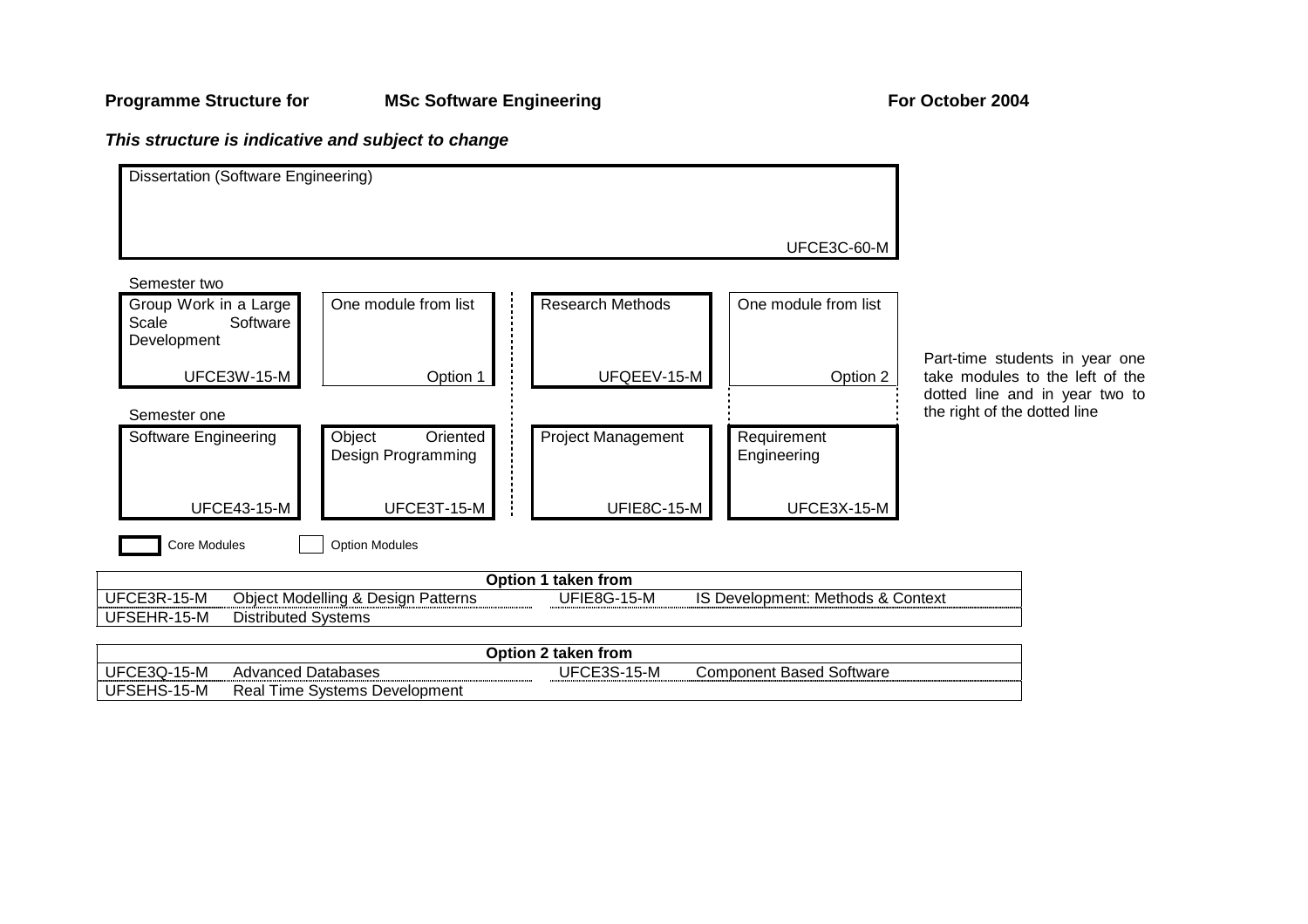**Programme Structure for MSc Software Engineering For October 2004**

***This structure is indicative and subject to change***

| | | | |
|---|---|---|---|
| Dissertation (Software Engineering) UFCE3C-60-M | | | |

**Semester two**

| Group Work in a Large Scale Software Development UFCE3W-15-M | One module from list Option 1 | Research Methods UFQEEV-15-M | One module from list Option 2 |
|---|---|---|---|

**Semester one**

| Software Engineering UFCE43-15-M | Object Oriented Design Programming UFCE3T-15-M | Project Management UFIE8C-15-M | Requirement Engineering UFCE3X-15-M |
|---|---|---|---|

Part-time students in year one take modules to the left of the dotted line and in year two to the right of the dotted line

Core Modules (thick border) | Option Modules (thin border)

Core modules: Dissertation (Software Engineering), Group Work in a Large Scale Software Development, Research Methods, Software Engineering, Object Oriented Design Programming, Project Management, Requirement Engineering. Option modules: Option 1, Option 2.

| Option 1 taken from | | | |
|---|---|---|---|
| UFCE3R-15-M | Object Modelling & Design Patterns | UFIE8G-15-M | IS Development: Methods & Context |
| UFSEHR-15-M | Distributed Systems | | |

| Option 2 taken from | | | |
|---|---|---|---|
| UFCE3Q-15-M | Advanced Databases | UFCE3S-15-M | Component Based Software |
| UFSEHS-15-M | Real Time Systems Development | | |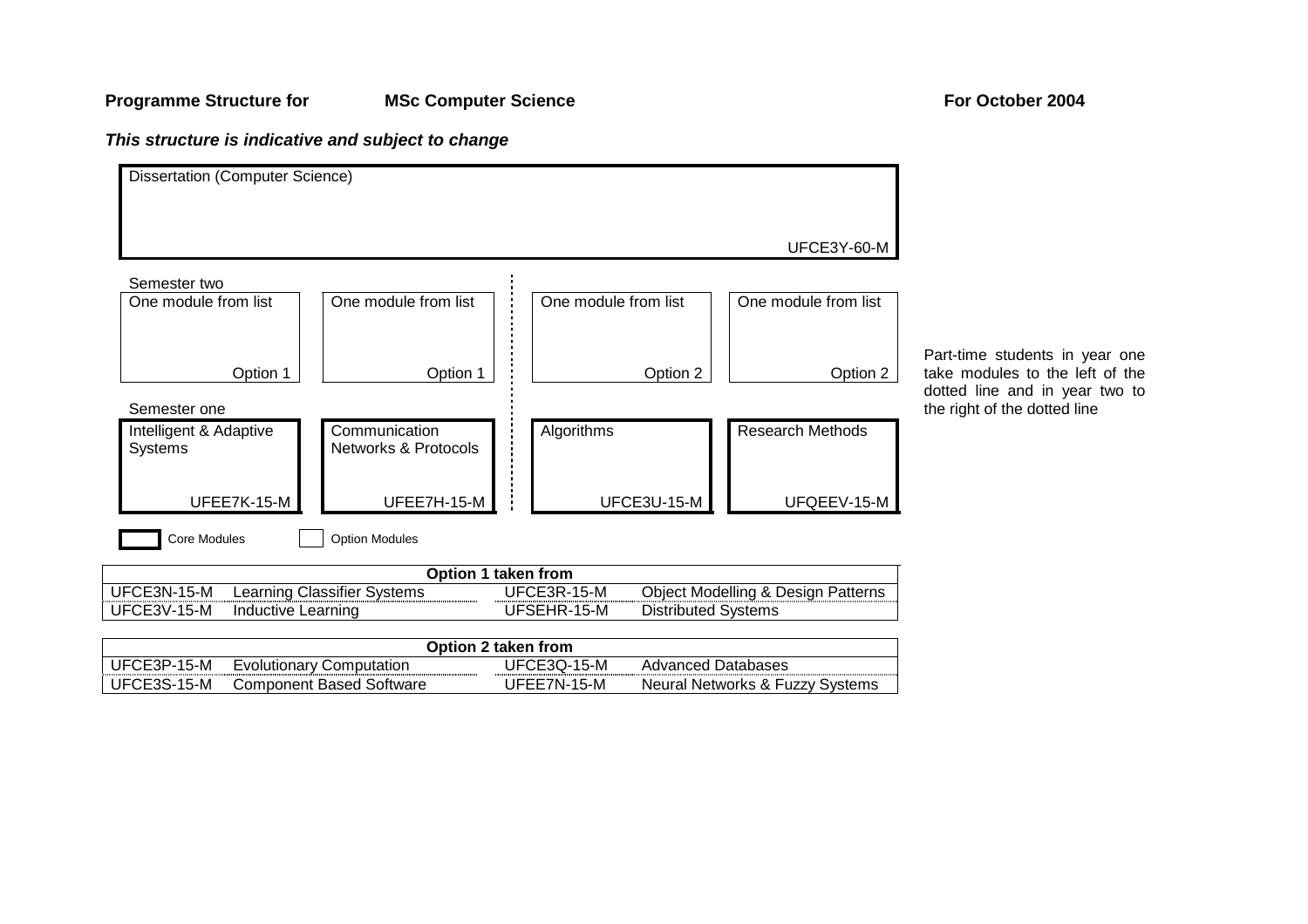**Programme Structure for MSc Computer Science For October 2004**

***This structure is indicative and subject to change***

| Dissertation (Computer Science) UFCE3Y-60-M | | | |
|---|---|---|---|

**Semester two**

| One module from list (Option 1) | One module from list (Option 1) | ⋮ | One module from list (Option 2) | One module from list (Option 2) |
|---|---|---|---|---|

**Semester one**

| Intelligent & Adaptive Systems UFEE7K-15-M | Communication Networks & Protocols UFEE7H-15-M | ⋮ | Algorithms UFCE3U-15-M | Research Methods UFQEEV-15-M |
|---|---|---|---|---|

Part-time students in year one take modules to the left of the dotted line and in year two to the right of the dotted line

Core Modules (bold boxes) | Option Modules (plain boxes)

| **Option 1 taken from** | | | |
|---|---|---|---|
| UFCE3N-15-M | Learning Classifier Systems | UFCE3R-15-M | Object Modelling & Design Patterns |
| UFCE3V-15-M | Inductive Learning | UFSEHR-15-M | Distributed Systems |

| **Option 2 taken from** | | | |
|---|---|---|---|
| UFCE3P-15-M | Evolutionary Computation | UFCE3Q-15-M | Advanced Databases |
| UFCE3S-15-M | Component Based Software | UFEE7N-15-M | Neural Networks & Fuzzy Systems |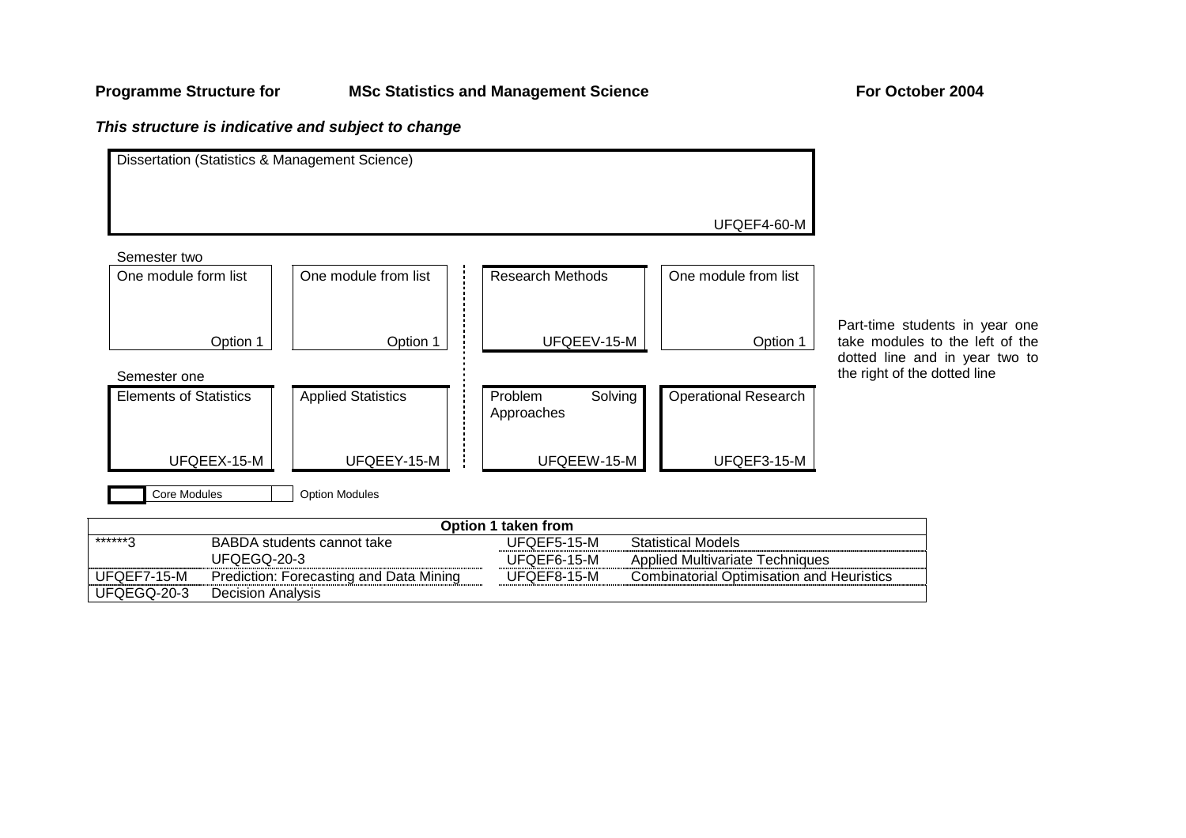**Programme Structure for** **MSc Statistics and Management Science** **For October 2004**

***This structure is indicative and subject to change***

| Dissertation (Statistics & Management Science) | | | |
|---|---|---|---|
| UFQEF4-60-M | | | |

**Semester two**

| One module form list | One module from list | Research Methods | One module from list |
|---|---|---|---|
| Option 1 | Option 1 | UFQEEV-15-M | Option 1 |

**Semester one**

| Elements of Statistics | Applied Statistics | Problem Solving Approaches | Operational Research |
|---|---|---|---|
| UFQEEX-15-M | UFQEEY-15-M | UFQEEW-15-M | UFQEF3-15-M |

Part-time students in year one take modules to the left of the dotted line and in year two to the right of the dotted line

Core Modules | Option Modules

| Option 1 taken from | | | |
|---|---|---|---|
| ******3 | BABDA students cannot take UFQEGQ-20-3 | UFQEF5-15-M | Statistical Models |
| | | UFQEF6-15-M | Applied Multivariate Techniques |
| UFQEF7-15-M | Prediction: Forecasting and Data Mining | UFQEF8-15-M | Combinatorial Optimisation and Heuristics |
| UFQEGQ-20-3 | Decision Analysis | | |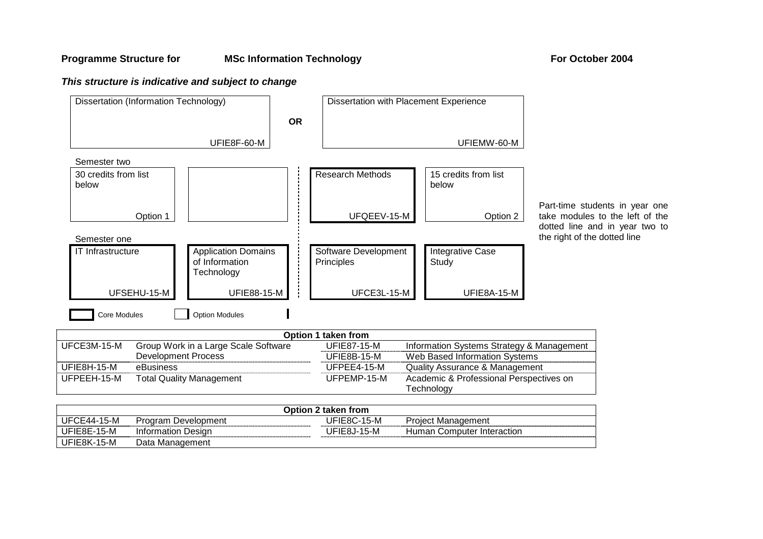**Programme Structure for MSc Information Technology For October 2004**

***This structure is indicative and subject to change***

| Dissertation (Information Technology) UFIE8F-60-M | **OR** | Dissertation with Placement Experience UFIEMW-60-M |
|---|---|---|

**Semester two**

| 30 credits from list below (Option 1) | (Option 1) | Research Methods UFQEEV-15-M | 15 credits from list below (Option 2) |
|---|---|---|---|

**Semester one**

| IT Infrastructure UFSEHU-15-M | Application Domains of Information Technology UFIE88-15-M | Software Development Principles UFCE3L-15-M | Integrative Case Study UFIE8A-15-M |
|---|---|---|---|

Core Modules (thick border) | Option Modules (thin border)

Part-time students in year one take modules to the left of the dotted line and in year two to the right of the dotted line

| Option 1 taken from | | | |
|---|---|---|---|
| UFCE3M-15-M | Group Work in a Large Scale Software Development Process | UFIE87-15-M | Information Systems Strategy & Management |
| | | UFIE8B-15-M | Web Based Information Systems |
| UFIE8H-15-M | eBusiness | UFPEE4-15-M | Quality Assurance & Management |
| UFPEEH-15-M | Total Quality Management | UFPEMP-15-M | Academic & Professional Perspectives on Technology |

| Option 2 taken from | | | |
|---|---|---|---|
| UFCE44-15-M | Program Development | UFIE8C-15-M | Project Management |
| UFIE8E-15-M | Information Design | UFIE8J-15-M | Human Computer Interaction |
| UFIE8K-15-M | Data Management | | |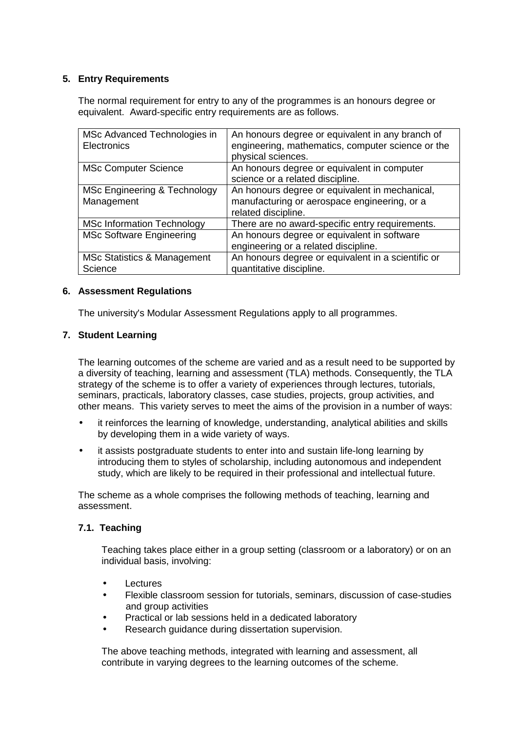## 5. Entry Requirements

The normal requirement for entry to any of the programmes is an honours degree or equivalent. Award-specific entry requirements are as follows.

| | |
|---|---|
| MSc Advanced Technologies in Electronics | An honours degree or equivalent in any branch of engineering, mathematics, computer science or the physical sciences. |
| MSc Computer Science | An honours degree or equivalent in computer science or a related discipline. |
| MSc Engineering & Technology Management | An honours degree or equivalent in mechanical, manufacturing or aerospace engineering, or a related discipline. |
| MSc Information Technology | There are no award-specific entry requirements. |
| MSc Software Engineering | An honours degree or equivalent in software engineering or a related discipline. |
| MSc Statistics & Management Science | An honours degree or equivalent in a scientific or quantitative discipline. |

## 6. Assessment Regulations

The university's Modular Assessment Regulations apply to all programmes.

## 7. Student Learning

The learning outcomes of the scheme are varied and as a result need to be supported by a diversity of teaching, learning and assessment (TLA) methods. Consequently, the TLA strategy of the scheme is to offer a variety of experiences through lectures, tutorials, seminars, practicals, laboratory classes, case studies, projects, group activities, and other means. This variety serves to meet the aims of the provision in a number of ways:

- it reinforces the learning of knowledge, understanding, analytical abilities and skills by developing them in a wide variety of ways.
- it assists postgraduate students to enter into and sustain life-long learning by introducing them to styles of scholarship, including autonomous and independent study, which are likely to be required in their professional and intellectual future.

The scheme as a whole comprises the following methods of teaching, learning and assessment.

### 7.1. Teaching

Teaching takes place either in a group setting (classroom or a laboratory) or on an individual basis, involving:

- Lectures
- Flexible classroom session for tutorials, seminars, discussion of case-studies and group activities
- Practical or lab sessions held in a dedicated laboratory
- Research guidance during dissertation supervision.

The above teaching methods, integrated with learning and assessment, all contribute in varying degrees to the learning outcomes of the scheme.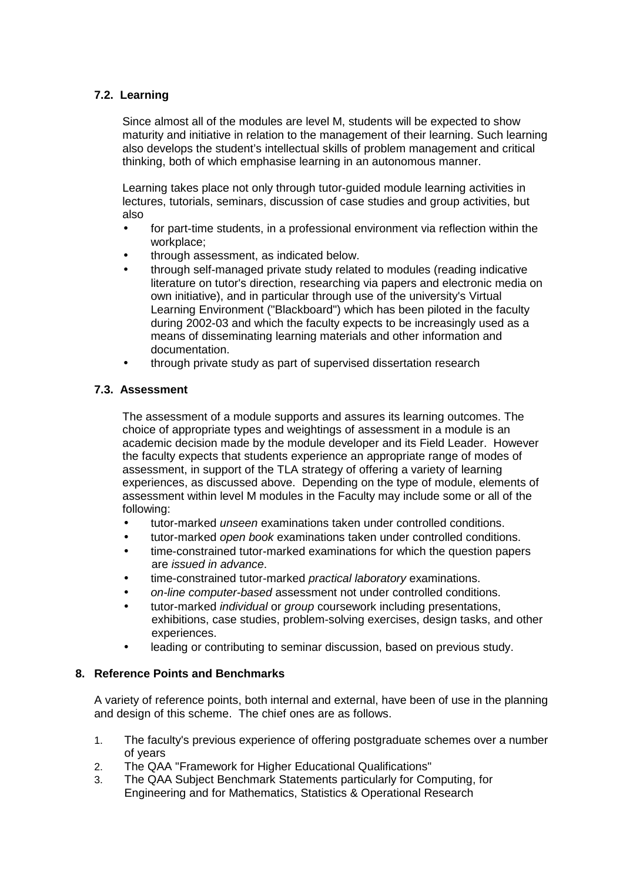### 7.2. Learning

Since almost all of the modules are level M, students will be expected to show maturity and initiative in relation to the management of their learning. Such learning also develops the student's intellectual skills of problem management and critical thinking, both of which emphasise learning in an autonomous manner.

Learning takes place not only through tutor-guided module learning activities in lectures, tutorials, seminars, discussion of case studies and group activities, but also

- for part-time students, in a professional environment via reflection within the workplace;
- through assessment, as indicated below.
- through self-managed private study related to modules (reading indicative literature on tutor's direction, researching via papers and electronic media on own initiative), and in particular through use of the university's Virtual Learning Environment ("Blackboard") which has been piloted in the faculty during 2002-03 and which the faculty expects to be increasingly used as a means of disseminating learning materials and other information and documentation.
- through private study as part of supervised dissertation research

### 7.3. Assessment

The assessment of a module supports and assures its learning outcomes. The choice of appropriate types and weightings of assessment in a module is an academic decision made by the module developer and its Field Leader. However the faculty expects that students experience an appropriate range of modes of assessment, in support of the TLA strategy of offering a variety of learning experiences, as discussed above. Depending on the type of module, elements of assessment within level M modules in the Faculty may include some or all of the following:

- tutor-marked *unseen* examinations taken under controlled conditions.
- tutor-marked *open book* examinations taken under controlled conditions.
- time-constrained tutor-marked examinations for which the question papers are *issued in advance*.
- time-constrained tutor-marked *practical laboratory* examinations.
- *on-line computer-based* assessment not under controlled conditions.
- tutor-marked *individual* or *group* coursework including presentations, exhibitions, case studies, problem-solving exercises, design tasks, and other experiences.
- leading or contributing to seminar discussion, based on previous study.

## 8. Reference Points and Benchmarks

A variety of reference points, both internal and external, have been of use in the planning and design of this scheme. The chief ones are as follows.

1. The faculty's previous experience of offering postgraduate schemes over a number of years
2. The QAA "Framework for Higher Educational Qualifications"
3. The QAA Subject Benchmark Statements particularly for Computing, for Engineering and for Mathematics, Statistics & Operational Research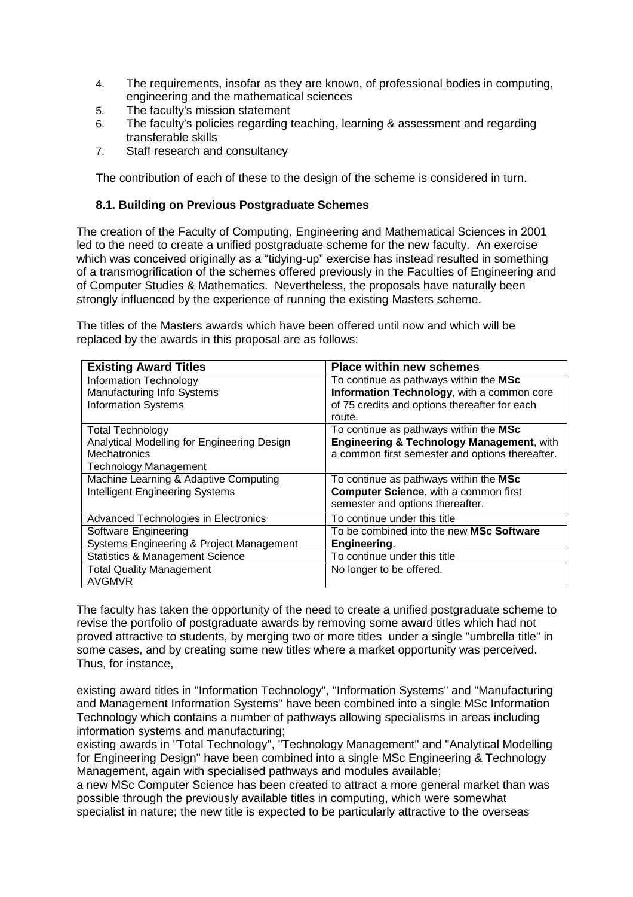4. The requirements, insofar as they are known, of professional bodies in computing, engineering and the mathematical sciences
5. The faculty's mission statement
6. The faculty's policies regarding teaching, learning & assessment and regarding transferable skills
7. Staff research and consultancy

The contribution of each of these to the design of the scheme is considered in turn.

### 8.1. Building on Previous Postgraduate Schemes

The creation of the Faculty of Computing, Engineering and Mathematical Sciences in 2001 led to the need to create a unified postgraduate scheme for the new faculty. An exercise which was conceived originally as a "tidying-up" exercise has instead resulted in something of a transmogrification of the schemes offered previously in the Faculties of Engineering and of Computer Studies & Mathematics. Nevertheless, the proposals have naturally been strongly influenced by the experience of running the existing Masters scheme.

The titles of the Masters awards which have been offered until now and which will be replaced by the awards in this proposal are as follows:

| Existing Award Titles | Place within new schemes |
|---|---|
| Information Technology<br>Manufacturing Info Systems<br>Information Systems | To continue as pathways within the **MSc Information Technology**, with a common core of 75 credits and options thereafter for each route. |
| Total Technology<br>Analytical Modelling for Engineering Design<br>Mechatronics<br>Technology Management | To continue as pathways within the **MSc Engineering & Technology Management**, with a common first semester and options thereafter. |
| Machine Learning & Adaptive Computing<br>Intelligent Engineering Systems | To continue as pathways within the **MSc Computer Science**, with a common first semester and options thereafter. |
| Advanced Technologies in Electronics | To continue under this title |
| Software Engineering<br>Systems Engineering & Project Management | To be combined into the new **MSc Software Engineering**. |
| Statistics & Management Science | To continue under this title |
| Total Quality Management<br>AVGMVR | No longer to be offered. |

The faculty has taken the opportunity of the need to create a unified postgraduate scheme to revise the portfolio of postgraduate awards by removing some award titles which had not proved attractive to students, by merging two or more titles under a single "umbrella title" in some cases, and by creating some new titles where a market opportunity was perceived. Thus, for instance,

existing award titles in "Information Technology", "Information Systems" and "Manufacturing and Management Information Systems" have been combined into a single MSc Information Technology which contains a number of pathways allowing specialisms in areas including information systems and manufacturing;

existing awards in "Total Technology", "Technology Management" and "Analytical Modelling for Engineering Design" have been combined into a single MSc Engineering & Technology Management, again with specialised pathways and modules available;

a new MSc Computer Science has been created to attract a more general market than was possible through the previously available titles in computing, which were somewhat specialist in nature; the new title is expected to be particularly attractive to the overseas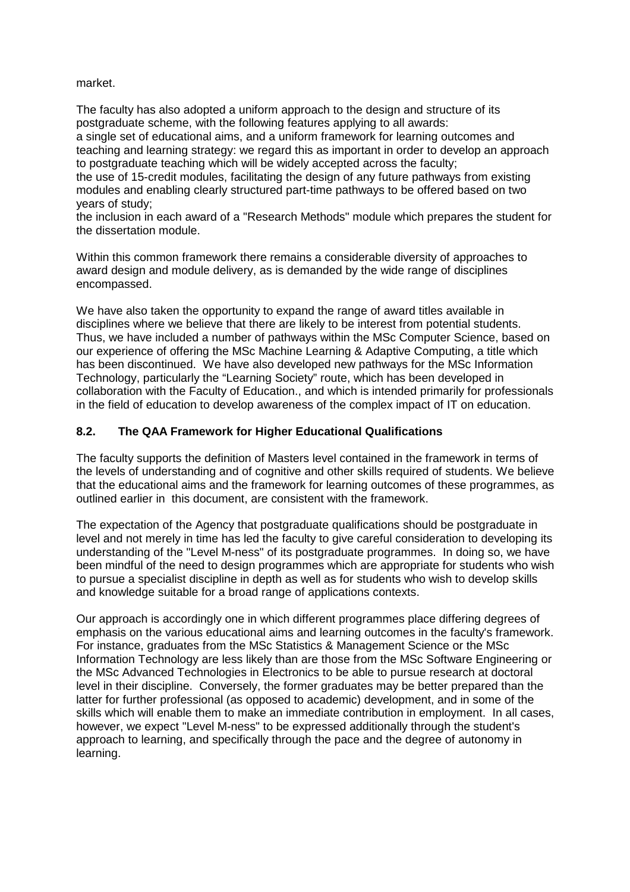market.

The faculty has also adopted a uniform approach to the design and structure of its postgraduate scheme, with the following features applying to all awards:
a single set of educational aims, and a uniform framework for learning outcomes and teaching and learning strategy: we regard this as important in order to develop an approach to postgraduate teaching which will be widely accepted across the faculty;
the use of 15-credit modules, facilitating the design of any future pathways from existing modules and enabling clearly structured part-time pathways to be offered based on two years of study;
the inclusion in each award of a "Research Methods" module which prepares the student for the dissertation module.

Within this common framework there remains a considerable diversity of approaches to award design and module delivery, as is demanded by the wide range of disciplines encompassed.

We have also taken the opportunity to expand the range of award titles available in disciplines where we believe that there are likely to be interest from potential students. Thus, we have included a number of pathways within the MSc Computer Science, based on our experience of offering the MSc Machine Learning & Adaptive Computing, a title which has been discontinued. We have also developed new pathways for the MSc Information Technology, particularly the "Learning Society" route, which has been developed in collaboration with the Faculty of Education., and which is intended primarily for professionals in the field of education to develop awareness of the complex impact of IT on education.

### 8.2. The QAA Framework for Higher Educational Qualifications

The faculty supports the definition of Masters level contained in the framework in terms of the levels of understanding and of cognitive and other skills required of students. We believe that the educational aims and the framework for learning outcomes of these programmes, as outlined earlier in this document, are consistent with the framework.

The expectation of the Agency that postgraduate qualifications should be postgraduate in level and not merely in time has led the faculty to give careful consideration to developing its understanding of the "Level M-ness" of its postgraduate programmes. In doing so, we have been mindful of the need to design programmes which are appropriate for students who wish to pursue a specialist discipline in depth as well as for students who wish to develop skills and knowledge suitable for a broad range of applications contexts.

Our approach is accordingly one in which different programmes place differing degrees of emphasis on the various educational aims and learning outcomes in the faculty's framework. For instance, graduates from the MSc Statistics & Management Science or the MSc Information Technology are less likely than are those from the MSc Software Engineering or the MSc Advanced Technologies in Electronics to be able to pursue research at doctoral level in their discipline. Conversely, the former graduates may be better prepared than the latter for further professional (as opposed to academic) development, and in some of the skills which will enable them to make an immediate contribution in employment. In all cases, however, we expect "Level M-ness" to be expressed additionally through the student's approach to learning, and specifically through the pace and the degree of autonomy in learning.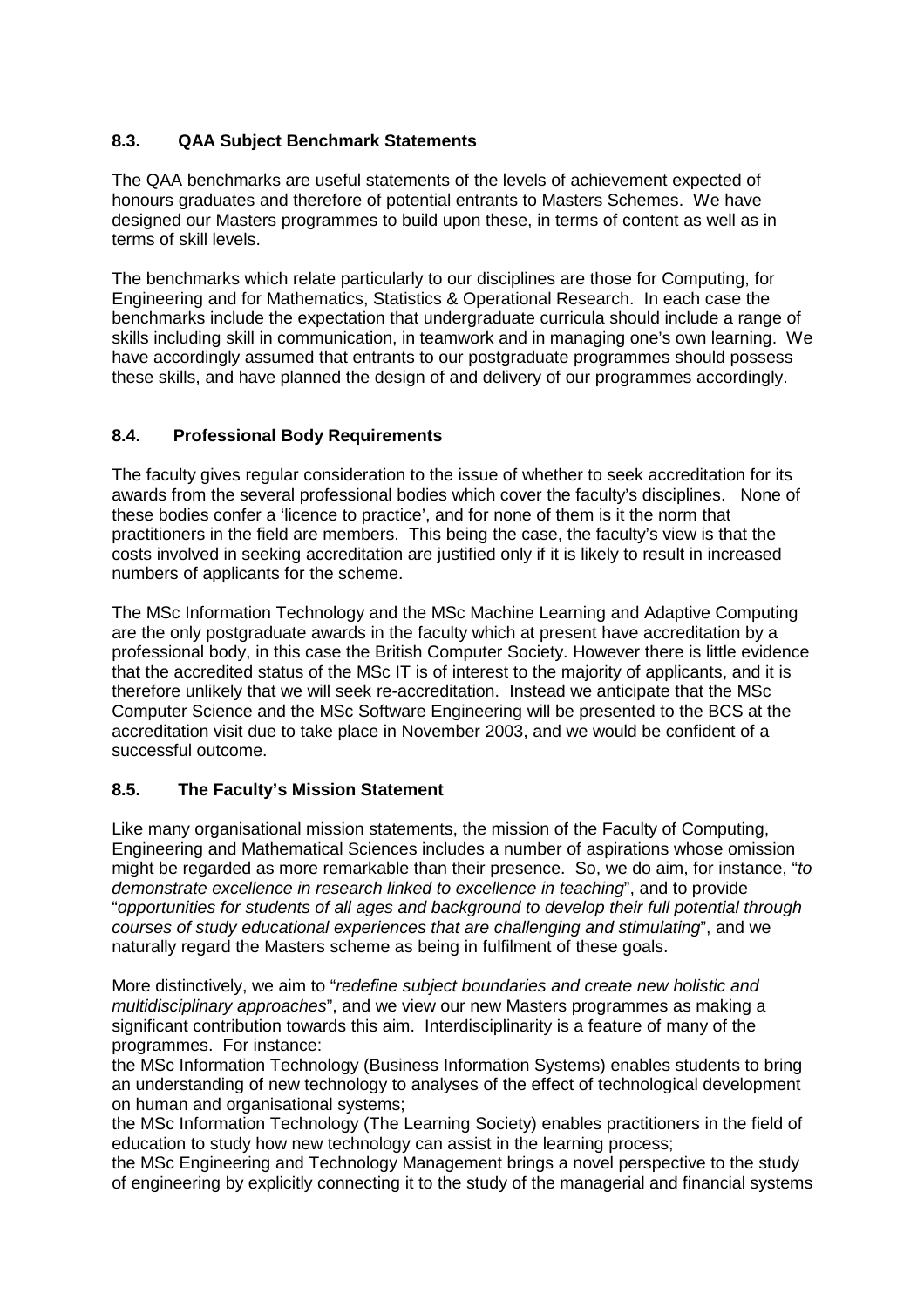### 8.3. QAA Subject Benchmark Statements

The QAA benchmarks are useful statements of the levels of achievement expected of honours graduates and therefore of potential entrants to Masters Schemes. We have designed our Masters programmes to build upon these, in terms of content as well as in terms of skill levels.

The benchmarks which relate particularly to our disciplines are those for Computing, for Engineering and for Mathematics, Statistics & Operational Research. In each case the benchmarks include the expectation that undergraduate curricula should include a range of skills including skill in communication, in teamwork and in managing one's own learning. We have accordingly assumed that entrants to our postgraduate programmes should possess these skills, and have planned the design of and delivery of our programmes accordingly.

### 8.4. Professional Body Requirements

The faculty gives regular consideration to the issue of whether to seek accreditation for its awards from the several professional bodies which cover the faculty's disciplines. None of these bodies confer a 'licence to practice', and for none of them is it the norm that practitioners in the field are members. This being the case, the faculty's view is that the costs involved in seeking accreditation are justified only if it is likely to result in increased numbers of applicants for the scheme.

The MSc Information Technology and the MSc Machine Learning and Adaptive Computing are the only postgraduate awards in the faculty which at present have accreditation by a professional body, in this case the British Computer Society. However there is little evidence that the accredited status of the MSc IT is of interest to the majority of applicants, and it is therefore unlikely that we will seek re-accreditation. Instead we anticipate that the MSc Computer Science and the MSc Software Engineering will be presented to the BCS at the accreditation visit due to take place in November 2003, and we would be confident of a successful outcome.

### 8.5. The Faculty's Mission Statement

Like many organisational mission statements, the mission of the Faculty of Computing, Engineering and Mathematical Sciences includes a number of aspirations whose omission might be regarded as more remarkable than their presence. So, we do aim, for instance, "*to demonstrate excellence in research linked to excellence in teaching*", and to provide "*opportunities for students of all ages and background to develop their full potential through courses of study educational experiences that are challenging and stimulating*", and we naturally regard the Masters scheme as being in fulfilment of these goals.

More distinctively, we aim to "*redefine subject boundaries and create new holistic and multidisciplinary approaches*", and we view our new Masters programmes as making a significant contribution towards this aim. Interdisciplinarity is a feature of many of the programmes. For instance:

the MSc Information Technology (Business Information Systems) enables students to bring an understanding of new technology to analyses of the effect of technological development on human and organisational systems;

the MSc Information Technology (The Learning Society) enables practitioners in the field of education to study how new technology can assist in the learning process;

the MSc Engineering and Technology Management brings a novel perspective to the study of engineering by explicitly connecting it to the study of the managerial and financial systems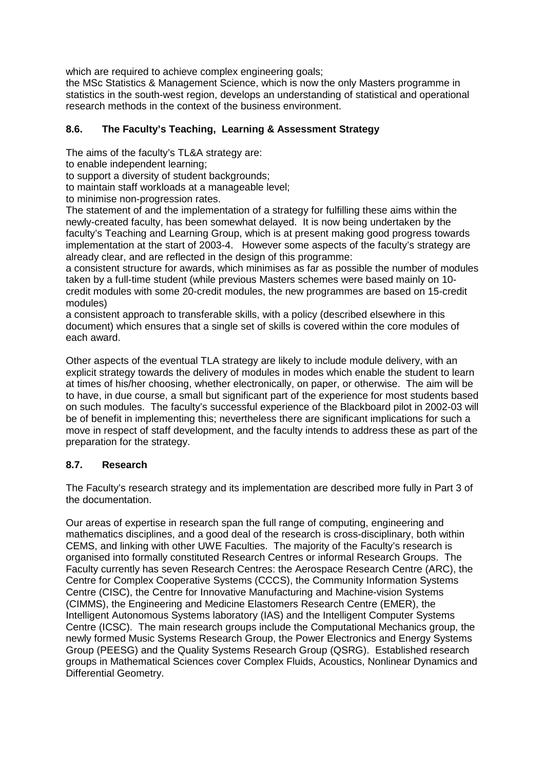which are required to achieve complex engineering goals;

the MSc Statistics & Management Science, which is now the only Masters programme in statistics in the south-west region, develops an understanding of statistical and operational research methods in the context of the business environment.

### 8.6. The Faculty's Teaching, Learning & Assessment Strategy

The aims of the faculty's TL&A strategy are:

to enable independent learning;

to support a diversity of student backgrounds;

to maintain staff workloads at a manageable level;

to minimise non-progression rates.

The statement of and the implementation of a strategy for fulfilling these aims within the newly-created faculty, has been somewhat delayed. It is now being undertaken by the faculty's Teaching and Learning Group, which is at present making good progress towards implementation at the start of 2003-4. However some aspects of the faculty's strategy are already clear, and are reflected in the design of this programme:

a consistent structure for awards, which minimises as far as possible the number of modules taken by a full-time student (while previous Masters schemes were based mainly on 10-credit modules with some 20-credit modules, the new programmes are based on 15-credit modules)

a consistent approach to transferable skills, with a policy (described elsewhere in this document) which ensures that a single set of skills is covered within the core modules of each award.

Other aspects of the eventual TLA strategy are likely to include module delivery, with an explicit strategy towards the delivery of modules in modes which enable the student to learn at times of his/her choosing, whether electronically, on paper, or otherwise. The aim will be to have, in due course, a small but significant part of the experience for most students based on such modules. The faculty's successful experience of the Blackboard pilot in 2002-03 will be of benefit in implementing this; nevertheless there are significant implications for such a move in respect of staff development, and the faculty intends to address these as part of the preparation for the strategy.

### 8.7. Research

The Faculty's research strategy and its implementation are described more fully in Part 3 of the documentation.

Our areas of expertise in research span the full range of computing, engineering and mathematics disciplines, and a good deal of the research is cross-disciplinary, both within CEMS, and linking with other UWE Faculties. The majority of the Faculty's research is organised into formally constituted Research Centres or informal Research Groups. The Faculty currently has seven Research Centres: the Aerospace Research Centre (ARC), the Centre for Complex Cooperative Systems (CCCS), the Community Information Systems Centre (CISC), the Centre for Innovative Manufacturing and Machine-vision Systems (CIMMS), the Engineering and Medicine Elastomers Research Centre (EMER), the Intelligent Autonomous Systems laboratory (IAS) and the Intelligent Computer Systems Centre (ICSC). The main research groups include the Computational Mechanics group, the newly formed Music Systems Research Group, the Power Electronics and Energy Systems Group (PEESG) and the Quality Systems Research Group (QSRG). Established research groups in Mathematical Sciences cover Complex Fluids, Acoustics, Nonlinear Dynamics and Differential Geometry.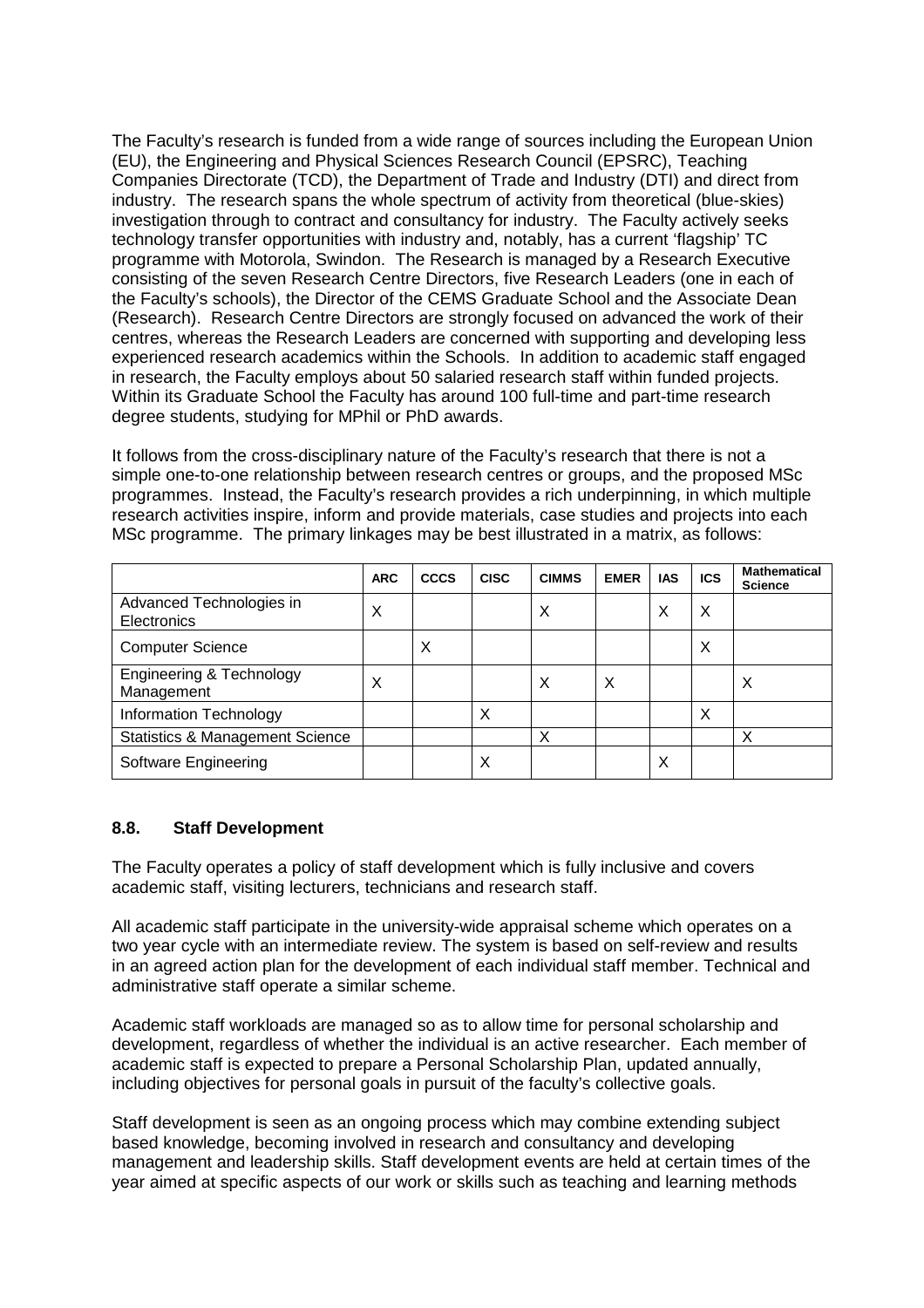The Faculty's research is funded from a wide range of sources including the European Union (EU), the Engineering and Physical Sciences Research Council (EPSRC), Teaching Companies Directorate (TCD), the Department of Trade and Industry (DTI) and direct from industry. The research spans the whole spectrum of activity from theoretical (blue-skies) investigation through to contract and consultancy for industry. The Faculty actively seeks technology transfer opportunities with industry and, notably, has a current 'flagship' TC programme with Motorola, Swindon. The Research is managed by a Research Executive consisting of the seven Research Centre Directors, five Research Leaders (one in each of the Faculty's schools), the Director of the CEMS Graduate School and the Associate Dean (Research). Research Centre Directors are strongly focused on advanced the work of their centres, whereas the Research Leaders are concerned with supporting and developing less experienced research academics within the Schools. In addition to academic staff engaged in research, the Faculty employs about 50 salaried research staff within funded projects. Within its Graduate School the Faculty has around 100 full-time and part-time research degree students, studying for MPhil or PhD awards.

It follows from the cross-disciplinary nature of the Faculty's research that there is not a simple one-to-one relationship between research centres or groups, and the proposed MSc programmes. Instead, the Faculty's research provides a rich underpinning, in which multiple research activities inspire, inform and provide materials, case studies and projects into each MSc programme. The primary linkages may be best illustrated in a matrix, as follows:

| | ARC | CCCS | CISC | CIMMS | EMER | IAS | ICS | Mathematical Science |
|---|---|---|---|---|---|---|---|---|
| Advanced Technologies in Electronics | X | | | X | | X | X | |
| Computer Science | | X | | | | | X | |
| Engineering & Technology Management | X | | | X | X | | | X |
| Information Technology | | | X | | | | X | |
| Statistics & Management Science | | | | X | | | | X |
| Software Engineering | | | X | | | X | | |

## 8.8. Staff Development

The Faculty operates a policy of staff development which is fully inclusive and covers academic staff, visiting lecturers, technicians and research staff.

All academic staff participate in the university-wide appraisal scheme which operates on a two year cycle with an intermediate review. The system is based on self-review and results in an agreed action plan for the development of each individual staff member. Technical and administrative staff operate a similar scheme.

Academic staff workloads are managed so as to allow time for personal scholarship and development, regardless of whether the individual is an active researcher. Each member of academic staff is expected to prepare a Personal Scholarship Plan, updated annually, including objectives for personal goals in pursuit of the faculty's collective goals.

Staff development is seen as an ongoing process which may combine extending subject based knowledge, becoming involved in research and consultancy and developing management and leadership skills. Staff development events are held at certain times of the year aimed at specific aspects of our work or skills such as teaching and learning methods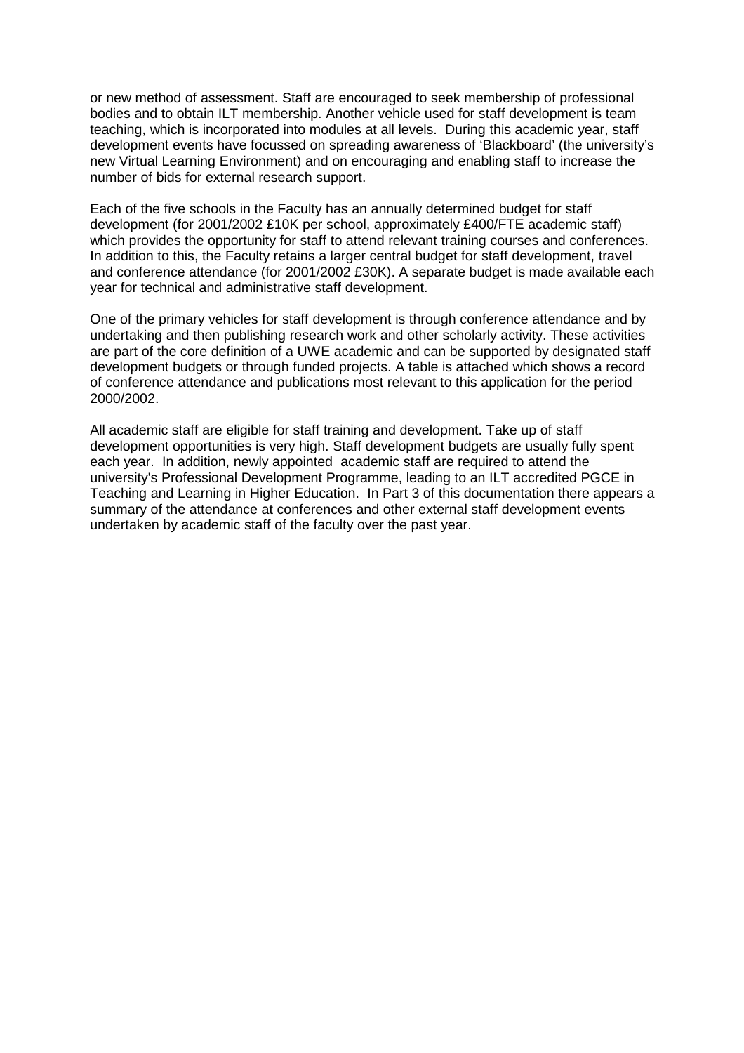or new method of assessment. Staff are encouraged to seek membership of professional bodies and to obtain ILT membership. Another vehicle used for staff development is team teaching, which is incorporated into modules at all levels. During this academic year, staff development events have focussed on spreading awareness of 'Blackboard' (the university's new Virtual Learning Environment) and on encouraging and enabling staff to increase the number of bids for external research support.

Each of the five schools in the Faculty has an annually determined budget for staff development (for 2001/2002 £10K per school, approximately £400/FTE academic staff) which provides the opportunity for staff to attend relevant training courses and conferences. In addition to this, the Faculty retains a larger central budget for staff development, travel and conference attendance (for 2001/2002 £30K). A separate budget is made available each year for technical and administrative staff development.

One of the primary vehicles for staff development is through conference attendance and by undertaking and then publishing research work and other scholarly activity. These activities are part of the core definition of a UWE academic and can be supported by designated staff development budgets or through funded projects. A table is attached which shows a record of conference attendance and publications most relevant to this application for the period 2000/2002.

All academic staff are eligible for staff training and development. Take up of staff development opportunities is very high. Staff development budgets are usually fully spent each year. In addition, newly appointed academic staff are required to attend the university's Professional Development Programme, leading to an ILT accredited PGCE in Teaching and Learning in Higher Education. In Part 3 of this documentation there appears a summary of the attendance at conferences and other external staff development events undertaken by academic staff of the faculty over the past year.